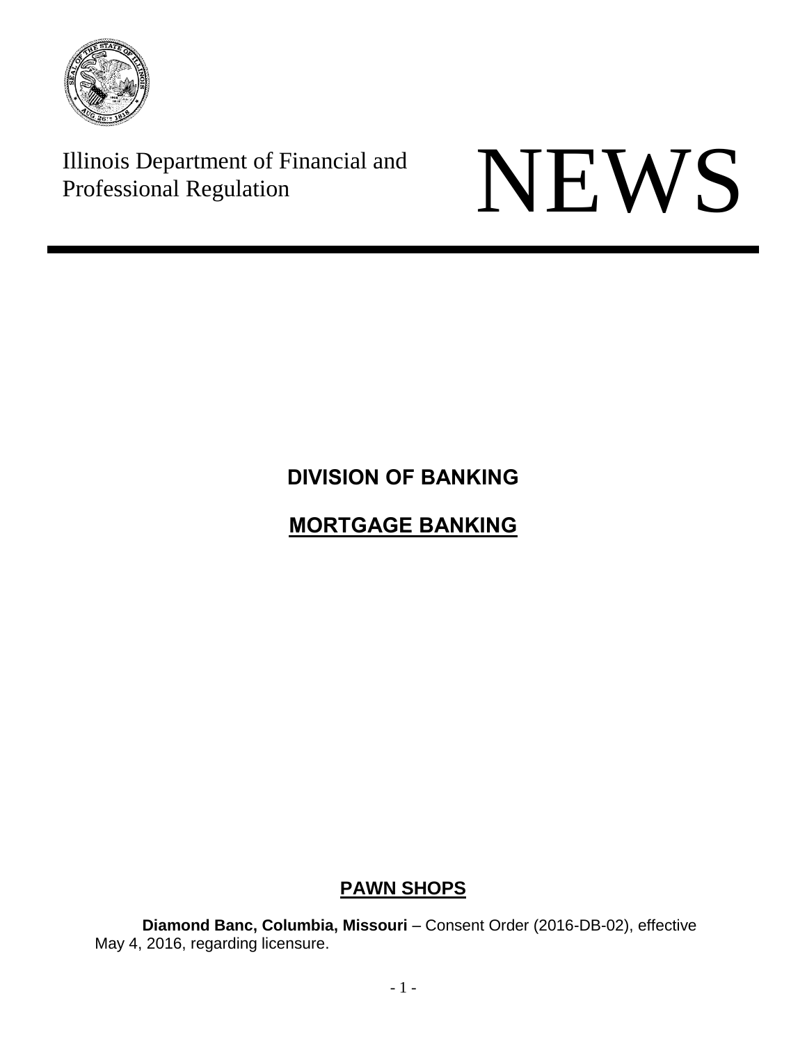Illinois Department of Financial and Professional Regulation

# NEWS

## DIVISION OF BANKING

## MORTGAGE BANKING

## PAWN SHOPS

**Diamond Banc, Columbia, Missouri** – Consent Order (2016-DB-02), effective May 4, 2016, regarding licensure.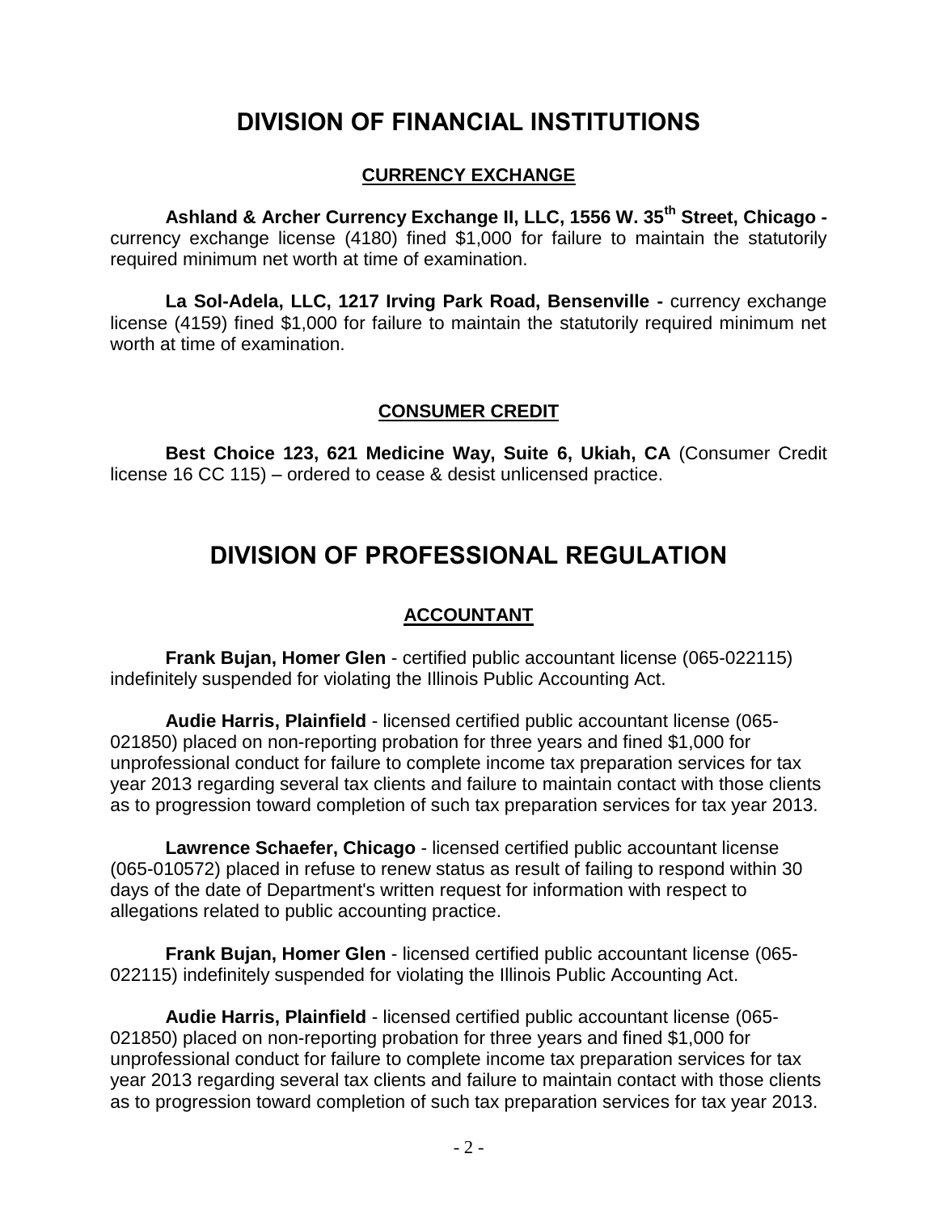# DIVISION OF FINANCIAL INSTITUTIONS

## CURRENCY EXCHANGE

**Ashland & Archer Currency Exchange II, LLC, 1556 W. 35th Street, Chicago -** currency exchange license (4180) fined $1,000 for failure to maintain the statutorily required minimum net worth at time of examination.

**La Sol-Adela, LLC, 1217 Irving Park Road, Bensenville -** currency exchange license (4159) fined $1,000 for failure to maintain the statutorily required minimum net worth at time of examination.

## CONSUMER CREDIT

**Best Choice 123, 621 Medicine Way, Suite 6, Ukiah, CA** (Consumer Credit license 16 CC 115) – ordered to cease & desist unlicensed practice.

# DIVISION OF PROFESSIONAL REGULATION

## ACCOUNTANT

**Frank Bujan, Homer Glen** - certified public accountant license (065-022115) indefinitely suspended for violating the Illinois Public Accounting Act.

**Audie Harris, Plainfield** - licensed certified public accountant license (065-021850) placed on non-reporting probation for three years and fined $1,000 for unprofessional conduct for failure to complete income tax preparation services for tax year 2013 regarding several tax clients and failure to maintain contact with those clients as to progression toward completion of such tax preparation services for tax year 2013.

**Lawrence Schaefer, Chicago** - licensed certified public accountant license (065-010572) placed in refuse to renew status as result of failing to respond within 30 days of the date of Department's written request for information with respect to allegations related to public accounting practice.

**Frank Bujan, Homer Glen** - licensed certified public accountant license (065-022115) indefinitely suspended for violating the Illinois Public Accounting Act.

**Audie Harris, Plainfield** - licensed certified public accountant license (065-021850) placed on non-reporting probation for three years and fined $1,000 for unprofessional conduct for failure to complete income tax preparation services for tax year 2013 regarding several tax clients and failure to maintain contact with those clients as to progression toward completion of such tax preparation services for tax year 2013.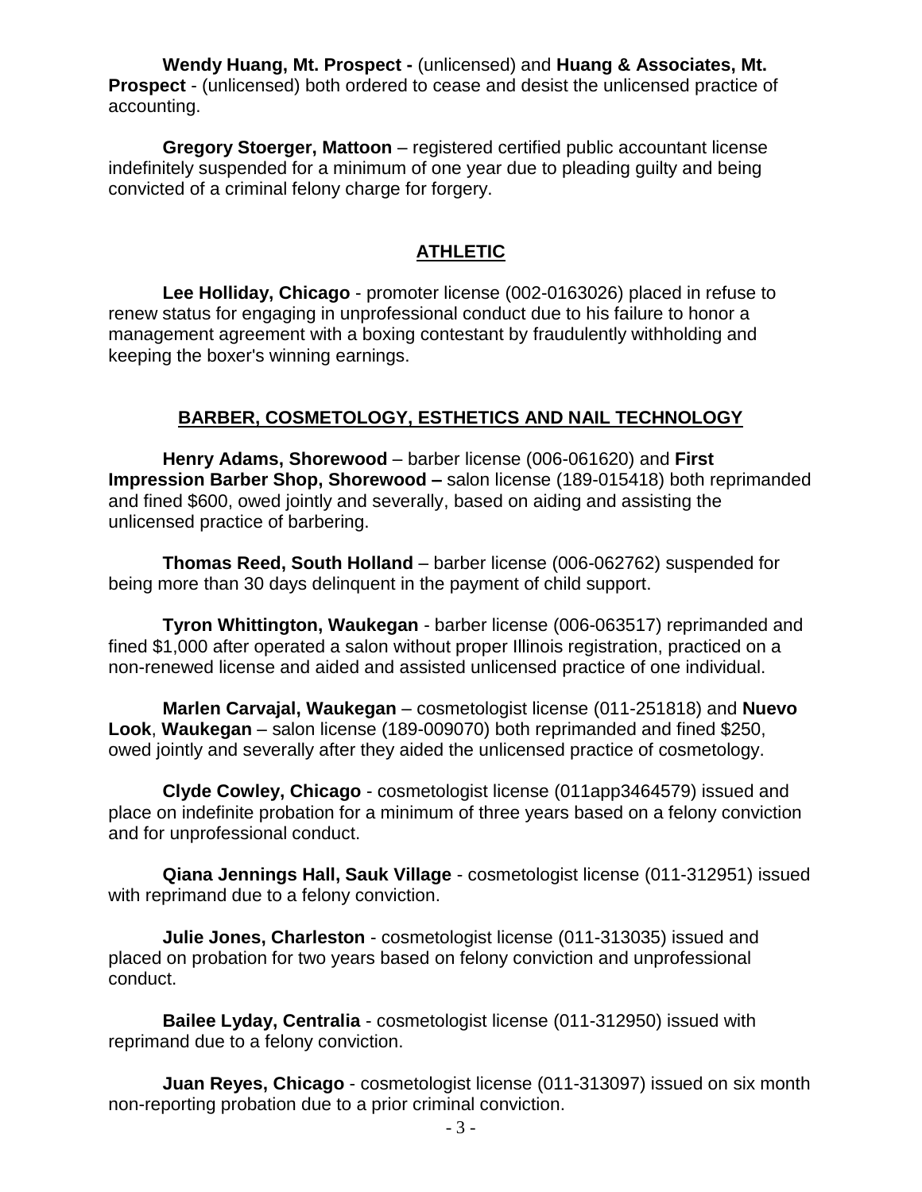**Wendy Huang, Mt. Prospect -** (unlicensed) and **Huang & Associates, Mt. Prospect** - (unlicensed) both ordered to cease and desist the unlicensed practice of accounting.

**Gregory Stoerger, Mattoon** – registered certified public accountant license indefinitely suspended for a minimum of one year due to pleading guilty and being convicted of a criminal felony charge for forgery.

## ATHLETIC

**Lee Holliday, Chicago** - promoter license (002-0163026) placed in refuse to renew status for engaging in unprofessional conduct due to his failure to honor a management agreement with a boxing contestant by fraudulently withholding and keeping the boxer's winning earnings.

## BARBER, COSMETOLOGY, ESTHETICS AND NAIL TECHNOLOGY

**Henry Adams, Shorewood** – barber license (006-061620) and **First Impression Barber Shop, Shorewood –** salon license (189-015418) both reprimanded and fined $600, owed jointly and severally, based on aiding and assisting the unlicensed practice of barbering.

**Thomas Reed, South Holland** – barber license (006-062762) suspended for being more than 30 days delinquent in the payment of child support.

**Tyron Whittington, Waukegan** - barber license (006-063517) reprimanded and fined $1,000 after operated a salon without proper Illinois registration, practiced on a non-renewed license and aided and assisted unlicensed practice of one individual.

**Marlen Carvajal, Waukegan** – cosmetologist license (011-251818) and **Nuevo Look**, **Waukegan** – salon license (189-009070) both reprimanded and fined $250, owed jointly and severally after they aided the unlicensed practice of cosmetology.

**Clyde Cowley, Chicago** - cosmetologist license (011app3464579) issued and place on indefinite probation for a minimum of three years based on a felony conviction and for unprofessional conduct.

**Qiana Jennings Hall, Sauk Village** - cosmetologist license (011-312951) issued with reprimand due to a felony conviction.

**Julie Jones, Charleston** - cosmetologist license (011-313035) issued and placed on probation for two years based on felony conviction and unprofessional conduct.

**Bailee Lyday, Centralia** - cosmetologist license (011-312950) issued with reprimand due to a felony conviction.

**Juan Reyes, Chicago** - cosmetologist license (011-313097) issued on six month non-reporting probation due to a prior criminal conviction.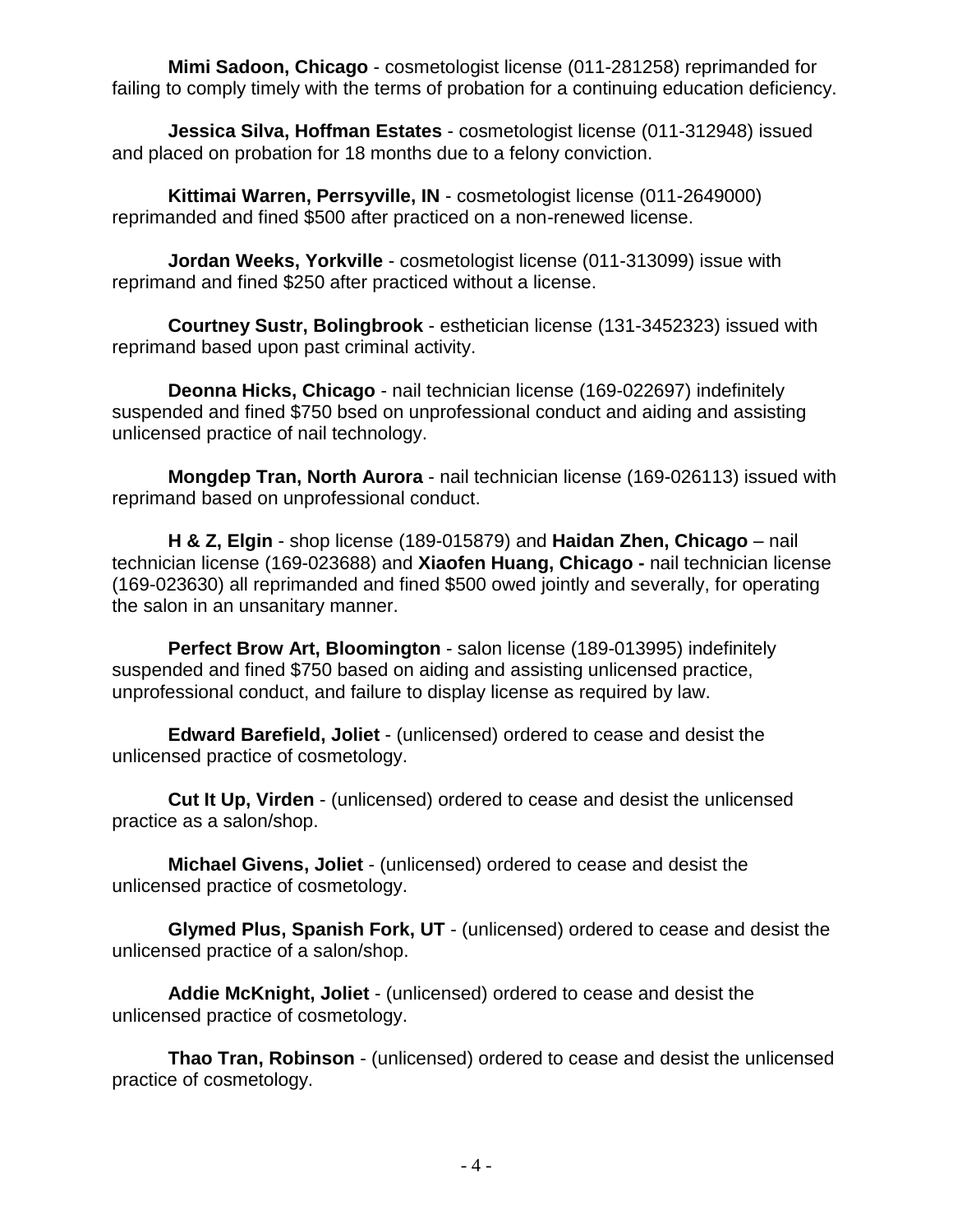**Mimi Sadoon, Chicago** - cosmetologist license (011-281258) reprimanded for failing to comply timely with the terms of probation for a continuing education deficiency.

**Jessica Silva, Hoffman Estates** - cosmetologist license (011-312948) issued and placed on probation for 18 months due to a felony conviction.

**Kittimai Warren, Perrsyville, IN** - cosmetologist license (011-2649000) reprimanded and fined $500 after practiced on a non-renewed license.

**Jordan Weeks, Yorkville** - cosmetologist license (011-313099) issue with reprimand and fined $250 after practiced without a license.

**Courtney Sustr, Bolingbrook** - esthetician license (131-3452323) issued with reprimand based upon past criminal activity.

**Deonna Hicks, Chicago** - nail technician license (169-022697) indefinitely suspended and fined $750 bsed on unprofessional conduct and aiding and assisting unlicensed practice of nail technology.

**Mongdep Tran, North Aurora** - nail technician license (169-026113) issued with reprimand based on unprofessional conduct.

**H & Z, Elgin** - shop license (189-015879) and **Haidan Zhen, Chicago** – nail technician license (169-023688) and **Xiaofen Huang, Chicago -** nail technician license (169-023630) all reprimanded and fined $500 owed jointly and severally, for operating the salon in an unsanitary manner.

**Perfect Brow Art, Bloomington** - salon license (189-013995) indefinitely suspended and fined $750 based on aiding and assisting unlicensed practice, unprofessional conduct, and failure to display license as required by law.

**Edward Barefield, Joliet** - (unlicensed) ordered to cease and desist the unlicensed practice of cosmetology.

**Cut It Up, Virden** - (unlicensed) ordered to cease and desist the unlicensed practice as a salon/shop.

**Michael Givens, Joliet** - (unlicensed) ordered to cease and desist the unlicensed practice of cosmetology.

**Glymed Plus, Spanish Fork, UT** - (unlicensed) ordered to cease and desist the unlicensed practice of a salon/shop.

**Addie McKnight, Joliet** - (unlicensed) ordered to cease and desist the unlicensed practice of cosmetology.

**Thao Tran, Robinson** - (unlicensed) ordered to cease and desist the unlicensed practice of cosmetology.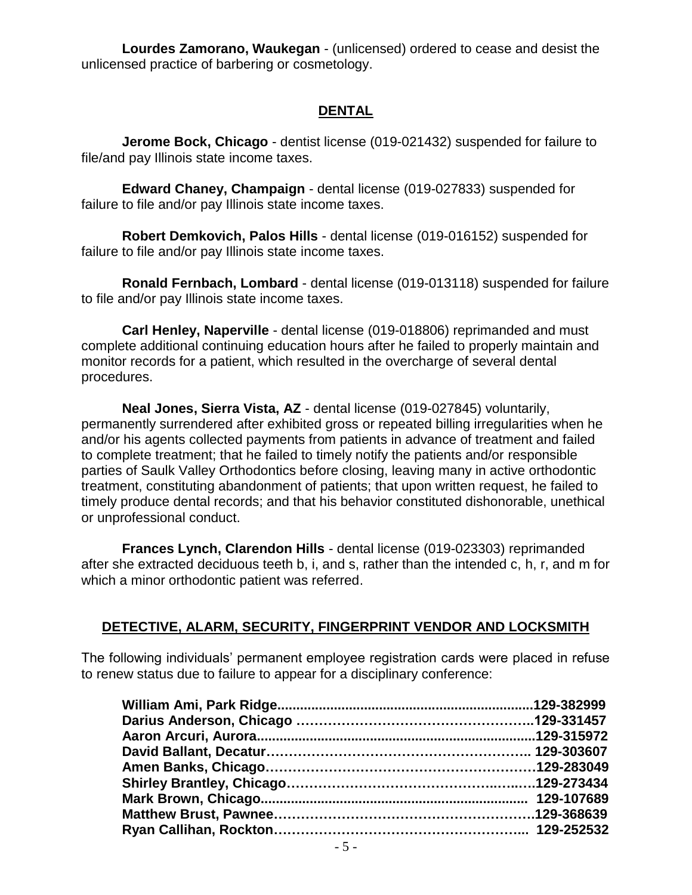**Lourdes Zamorano, Waukegan** - (unlicensed) ordered to cease and desist the unlicensed practice of barbering or cosmetology.

## DENTAL

**Jerome Bock, Chicago** - dentist license (019-021432) suspended for failure to file/and pay Illinois state income taxes.

**Edward Chaney, Champaign** - dental license (019-027833) suspended for failure to file and/or pay Illinois state income taxes.

**Robert Demkovich, Palos Hills** - dental license (019-016152) suspended for failure to file and/or pay Illinois state income taxes.

**Ronald Fernbach, Lombard** - dental license (019-013118) suspended for failure to file and/or pay Illinois state income taxes.

**Carl Henley, Naperville** - dental license (019-018806) reprimanded and must complete additional continuing education hours after he failed to properly maintain and monitor records for a patient, which resulted in the overcharge of several dental procedures.

**Neal Jones, Sierra Vista, AZ** - dental license (019-027845) voluntarily, permanently surrendered after exhibited gross or repeated billing irregularities when he and/or his agents collected payments from patients in advance of treatment and failed to complete treatment; that he failed to timely notify the patients and/or responsible parties of Saulk Valley Orthodontics before closing, leaving many in active orthodontic treatment, constituting abandonment of patients; that upon written request, he failed to timely produce dental records; and that his behavior constituted dishonorable, unethical or unprofessional conduct.

**Frances Lynch, Clarendon Hills** - dental license (019-023303) reprimanded after she extracted deciduous teeth b, i, and s, rather than the intended c, h, r, and m for which a minor orthodontic patient was referred.

## DETECTIVE, ALARM, SECURITY, FINGERPRINT VENDOR AND LOCKSMITH

The following individuals' permanent employee registration cards were placed in refuse to renew status due to failure to appear for a disciplinary conference:

**William Ami, Park Ridge....................................................................129-382999**
**Darius Anderson, Chicago …………………………………………..129-331457**
**Aaron Arcuri, Aurora.........................................................................129-315972**
**David Ballant, Decatur………………………………………………….. 129-303607**
**Amen Banks, Chicago…………………………………………………129-283049**
**Shirley Brantley, Chicago……………………………………….….….129-273434**
**Mark Brown, Chicago...................................................................... 129-107689**
**Matthew Brust, Pawnee……………………………………………….129-368639**
**Ryan Callihan, Rockton………………………………………………... 129-252532**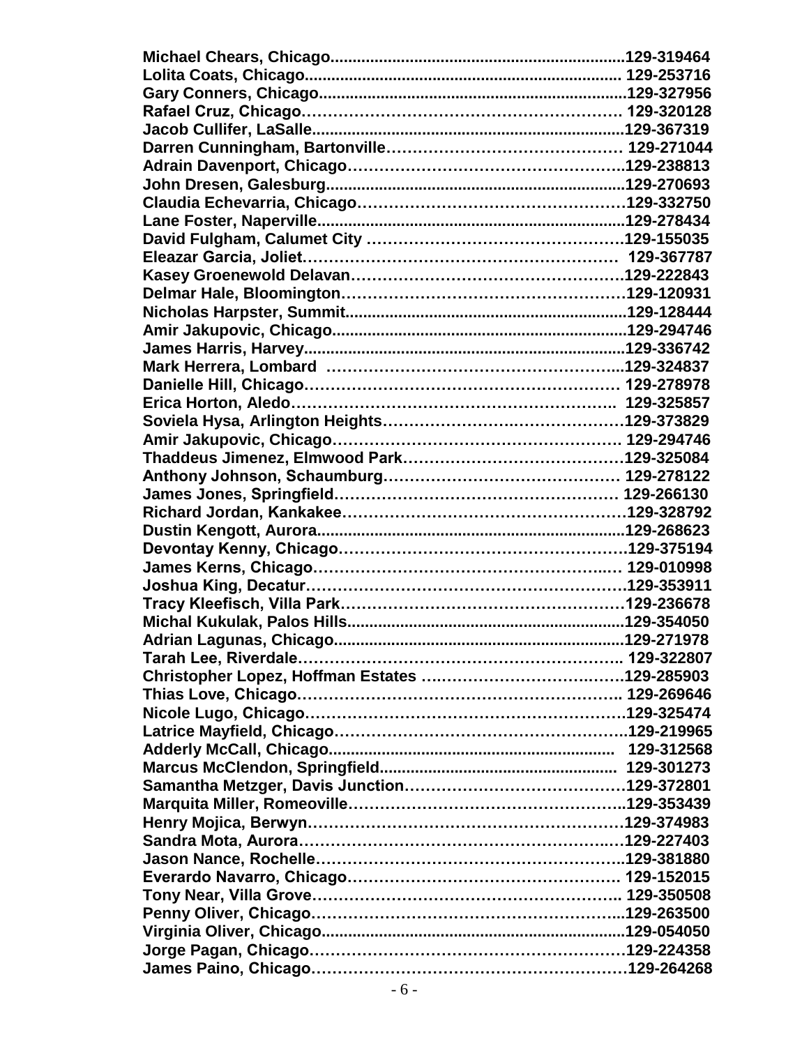**Michael Chears, Chicago.................................................................129-319464**
**Lolita Coats, Chicago....................................................................... 129-253716**
**Gary Conners, Chicago....................................................................129-327956**
**Rafael Cruz, Chicago……………………………………………………. 129-320128**
**Jacob Cullifer, LaSalle.....................................................................129-367319**
**Darren Cunningham, Bartonville……………………………………… 129-271044**
**Adrain Davenport, Chicago…………………………………………….129-238813**
**John Dresen, Galesburg..................................................................129-270693**
**Claudia Echevarria, Chicago…………………………………………129-332750**
**Lane Foster, Naperville....................................................................129-278434**
**David Fulgham, Calumet City …………………………………………129-155035**
**Eleazar Garcia, Joliet……………………………………………………  129-367787**
**Kasey Groenewold Delavan……………………………………………129-222843**
**Delmar Hale, Bloomington……………………………………………129-120931**
**Nicholas Harpster, Summit..............................................................129-128444**
**Amir Jakupovic, Chicago.................................................................129-294746**
**James Harris, Harvey.......................................................................129-336742**
**Mark Herrera, Lombard  ………………………………………………...129-324837**
**Danielle Hill, Chicago…………………………………………………… 129-278978**
**Erica Horton, Aledo……………………………………………………..  129-325857**
**Soviela Hysa, Arlington Heights………………………………………129-373829**
**Amir Jakupovic, Chicago……………………………………………… 129-294746**
**Thaddeus Jimenez, Elmwood Park…………………………………129-325084**
**Anthony Johnson, Schaumburg……………………………………… 129-278122**
**James Jones, Springfield……………………………………………… 129-266130**
**Richard Jordan, Kankakee……………………………………………129-328792**
**Dustin Kengott, Aurora....................................................................129-268623**
**Devontay Kenny, Chicago……………………………………………..129-375194**
**James Kerns, Chicago…………………………………………….…. 129-010998**
**Joshua King, Decatur………………………………………………….129-353911**
**Tracy Kleefisch, Villa Park……………………………………………129-236678**
**Michal Kukulak, Palos Hills.............................................................129-354050**
**Adrian Lagunas, Chicago................................................................129-271978**
**Tarah Lee, Riverdale…………………………………………………….. 129-322807**
**Christopher Lopez, Hoffman Estates ….………………………….….129-285903**
**Thias Love, Chicago…………………………………………………….. 129-269646**
**Nicole Lugo, Chicago……………………………………………………129-325474**
**Latrice Mayfield, Chicago……………………………………………….129-219965**
**Adderly McCall, Chicago................................................................  129-312568**
**Marcus McClendon, Springfield....................................................  129-301273**
**Samantha Metzger, Davis Junction…………………………………129-372801**
**Marquita Miller, Romeoville……………………………………………..129-353439**
**Henry Mojica, Berwyn……………………………………………………129-374983**
**Sandra Mota, Aurora…………………………………………….………129-227403**
**Jason Nance, Rochelle…………………………………………………..129-381880**
**Everardo Navarro, Chicago…………………………………………… 129-152015**
**Tony Near, Villa Grove………………………………………………….. 129-350508**
**Penny Oliver, Chicago…………………………………………………...129-263500**
**Virginia Oliver, Chicago...................................................................129-054050**
**Jorge Pagan, Chicago…………………………………………………129-224358**
**James Paino, Chicago…………………………………………………129-264268**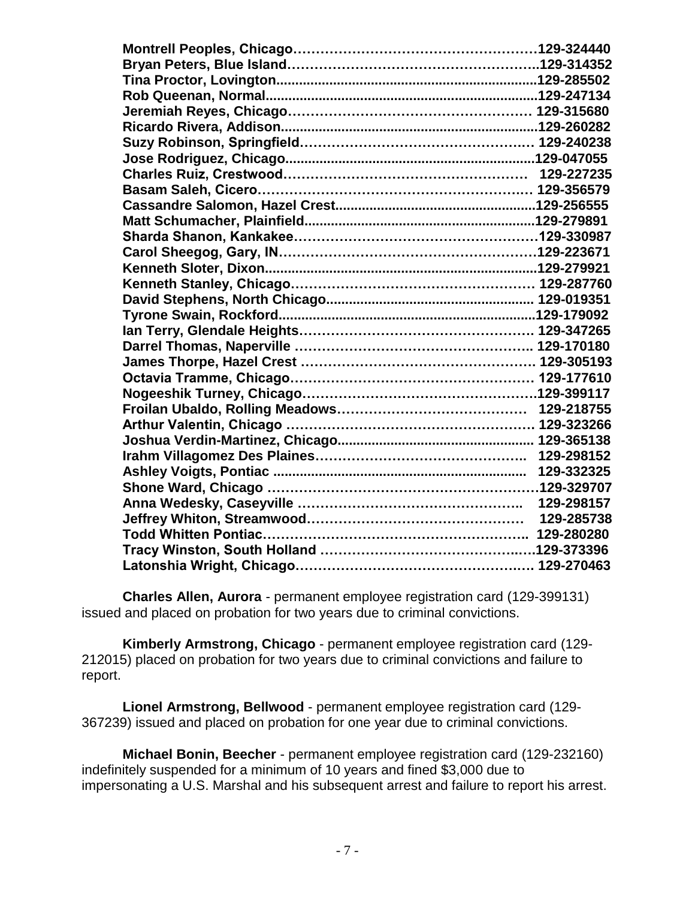**Montrell Peoples, Chicago……………………………………………129-324440**
**Bryan Peters, Blue Island……………………………………………..129-314352**
**Tina Proctor, Lovington....................................................................129-285502**
**Rob Queenan, Normal.......................................................................129-247134**
**Jeremiah Reyes, Chicago……………………………………………… 129-315680**
**Ricardo Rivera, Addison...................................................................129-260282**
**Suzy Robinson, Springfield…………………………………………… 129-240238**
**Jose Rodriguez, Chicago..................................................................129-047055**
**Charles Ruiz, Crestwood………………………………………………  129-227235**
**Basam Saleh, Cicero…………………………………………………… 129-356579**
**Cassandre Salomon, Hazel Crest.....................................................129-256555**
**Matt Schumacher, Plainfield.............................................................129-279891**
**Sharda Shanon, Kankakee……………………………………………129-330987**
**Carol Sheegog, Gary, IN………………………………………………129-223671**
**Kenneth Sloter, Dixon.......................................................................129-279921**
**Kenneth Stanley, Chicago……………………………………………… 129-287760**
**David Stephens, North Chicago....................................................... 129-019351**
**Tyrone Swain, Rockford...................................................................129-179092**
**Ian Terry, Glendale Heights…………………………………………… 129-347265**
**Darrel Thomas, Naperville …………………………………………….. 129-170180**
**James Thorpe, Hazel Crest …………………………………………… 129-305193**
**Octavia Tramme, Chicago……………………………………………… 129-177610**
**Nogeeshik Turney, Chicago……………………………………………129-399117**
**Froilan Ubaldo, Rolling Meadows……………………………………  129-218755**
**Arthur Valentin, Chicago ……………………………………………… 129-323266**
**Joshua Verdin-Martinez, Chicago.................................................... 129-365138**
**Irahm Villagomez Des Plaines………………………………………..  129-298152**
**Ashley Voigts, Pontiac ...................................................................  129-332325**
**Shone Ward, Chicago …………………………………………………129-329707**
**Anna Wedesky, Caseyville ………………………………………….  129-298157**
**Jeffrey Whiton, Streamwood…………………………………………  129-285738**
**Todd Whitten Pontiac………………………………………………….. 129-280280**
**Tracy Winston, South Holland ……………………………………..…129-373396**
**Latonshia Wright, Chicago……………………………………………. 129-270463**

**Charles Allen, Aurora** - permanent employee registration card (129-399131) issued and placed on probation for two years due to criminal convictions.

**Kimberly Armstrong, Chicago** - permanent employee registration card (129-212015) placed on probation for two years due to criminal convictions and failure to report.

**Lionel Armstrong, Bellwood** - permanent employee registration card (129-367239) issued and placed on probation for one year due to criminal convictions.

**Michael Bonin, Beecher** - permanent employee registration card (129-232160) indefinitely suspended for a minimum of 10 years and fined $3,000 due to impersonating a U.S. Marshal and his subsequent arrest and failure to report his arrest.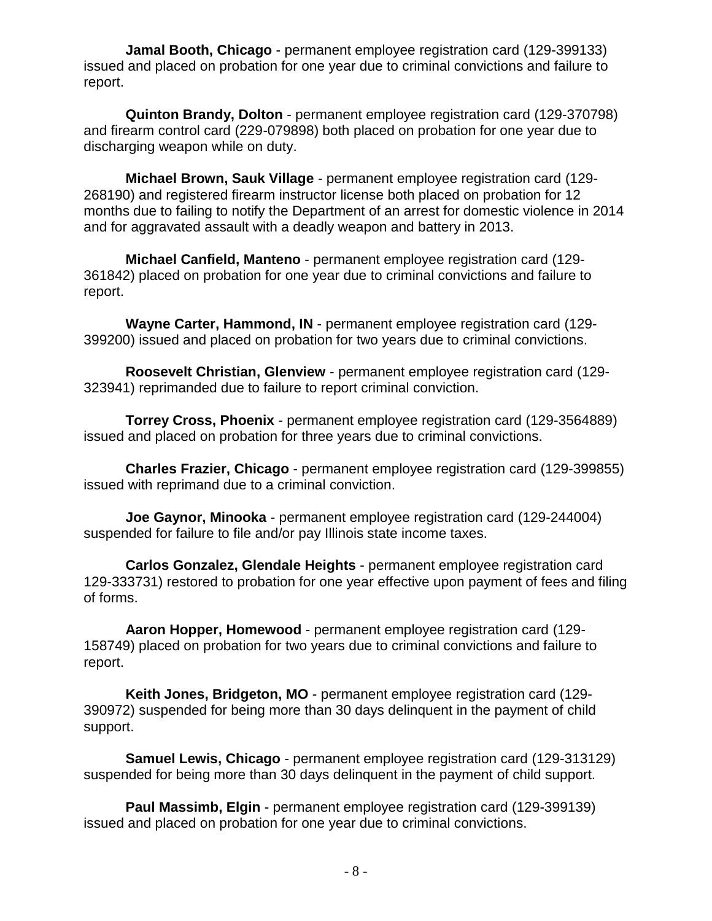**Jamal Booth, Chicago** - permanent employee registration card (129-399133) issued and placed on probation for one year due to criminal convictions and failure to report.

**Quinton Brandy, Dolton** - permanent employee registration card (129-370798) and firearm control card (229-079898) both placed on probation for one year due to discharging weapon while on duty.

**Michael Brown, Sauk Village** - permanent employee registration card (129-268190) and registered firearm instructor license both placed on probation for 12 months due to failing to notify the Department of an arrest for domestic violence in 2014 and for aggravated assault with a deadly weapon and battery in 2013.

**Michael Canfield, Manteno** - permanent employee registration card (129-361842) placed on probation for one year due to criminal convictions and failure to report.

**Wayne Carter, Hammond, IN** - permanent employee registration card (129-399200) issued and placed on probation for two years due to criminal convictions.

**Roosevelt Christian, Glenview** - permanent employee registration card (129-323941) reprimanded due to failure to report criminal conviction.

**Torrey Cross, Phoenix** - permanent employee registration card (129-3564889) issued and placed on probation for three years due to criminal convictions.

**Charles Frazier, Chicago** - permanent employee registration card (129-399855) issued with reprimand due to a criminal conviction.

**Joe Gaynor, Minooka** - permanent employee registration card (129-244004) suspended for failure to file and/or pay Illinois state income taxes.

**Carlos Gonzalez, Glendale Heights** - permanent employee registration card 129-333731) restored to probation for one year effective upon payment of fees and filing of forms.

**Aaron Hopper, Homewood** - permanent employee registration card (129-158749) placed on probation for two years due to criminal convictions and failure to report.

**Keith Jones, Bridgeton, MO** - permanent employee registration card (129-390972) suspended for being more than 30 days delinquent in the payment of child support.

**Samuel Lewis, Chicago** - permanent employee registration card (129-313129) suspended for being more than 30 days delinquent in the payment of child support.

**Paul Massimb, Elgin** - permanent employee registration card (129-399139) issued and placed on probation for one year due to criminal convictions.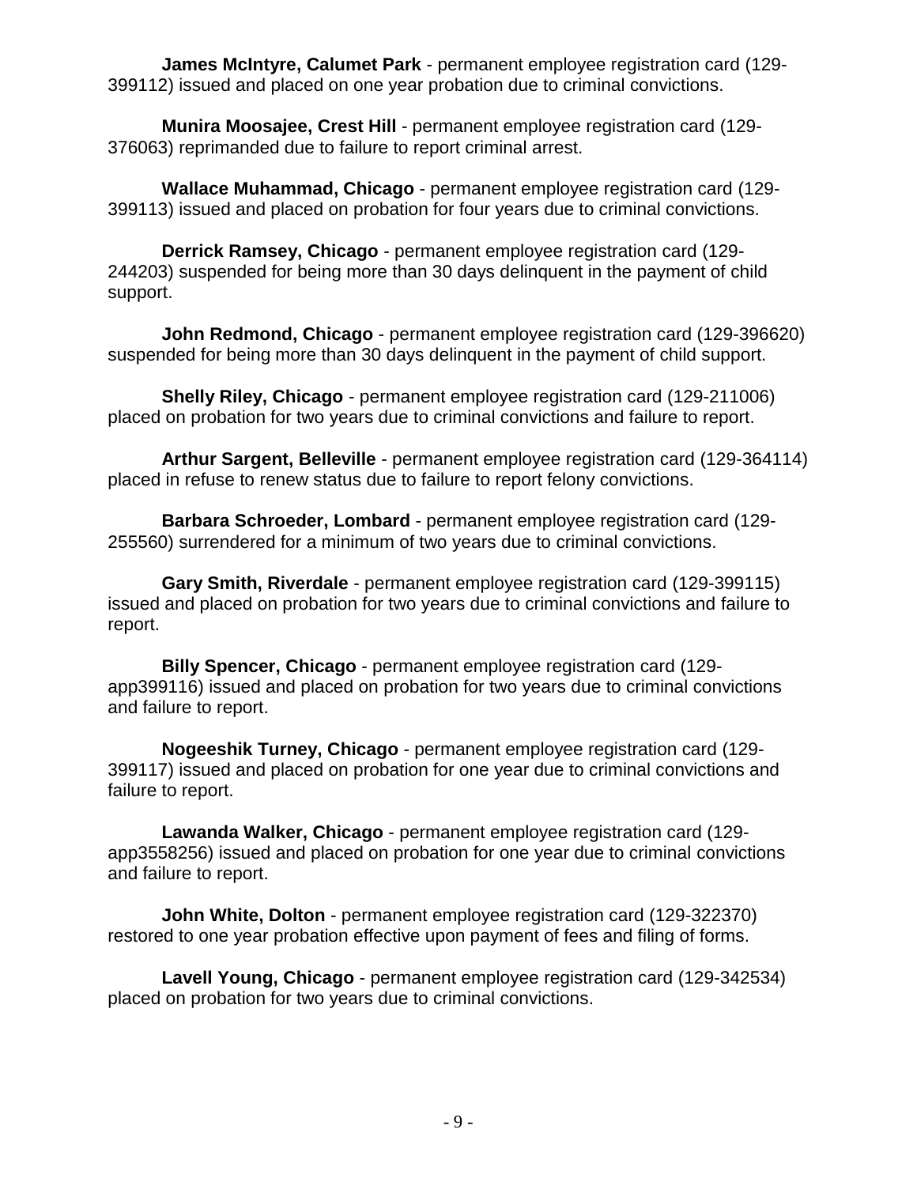**James McIntyre, Calumet Park** - permanent employee registration card (129-399112) issued and placed on one year probation due to criminal convictions.

**Munira Moosajee, Crest Hill** - permanent employee registration card (129-376063) reprimanded due to failure to report criminal arrest.

**Wallace Muhammad, Chicago** - permanent employee registration card (129-399113) issued and placed on probation for four years due to criminal convictions.

**Derrick Ramsey, Chicago** - permanent employee registration card (129-244203) suspended for being more than 30 days delinquent in the payment of child support.

**John Redmond, Chicago** - permanent employee registration card (129-396620) suspended for being more than 30 days delinquent in the payment of child support.

**Shelly Riley, Chicago** - permanent employee registration card (129-211006) placed on probation for two years due to criminal convictions and failure to report.

**Arthur Sargent, Belleville** - permanent employee registration card (129-364114) placed in refuse to renew status due to failure to report felony convictions.

**Barbara Schroeder, Lombard** - permanent employee registration card (129-255560) surrendered for a minimum of two years due to criminal convictions.

**Gary Smith, Riverdale** - permanent employee registration card (129-399115) issued and placed on probation for two years due to criminal convictions and failure to report.

**Billy Spencer, Chicago** - permanent employee registration card (129-app399116) issued and placed on probation for two years due to criminal convictions and failure to report.

**Nogeeshik Turney, Chicago** - permanent employee registration card (129-399117) issued and placed on probation for one year due to criminal convictions and failure to report.

**Lawanda Walker, Chicago** - permanent employee registration card (129-app3558256) issued and placed on probation for one year due to criminal convictions and failure to report.

**John White, Dolton** - permanent employee registration card (129-322370) restored to one year probation effective upon payment of fees and filing of forms.

**Lavell Young, Chicago** - permanent employee registration card (129-342534) placed on probation for two years due to criminal convictions.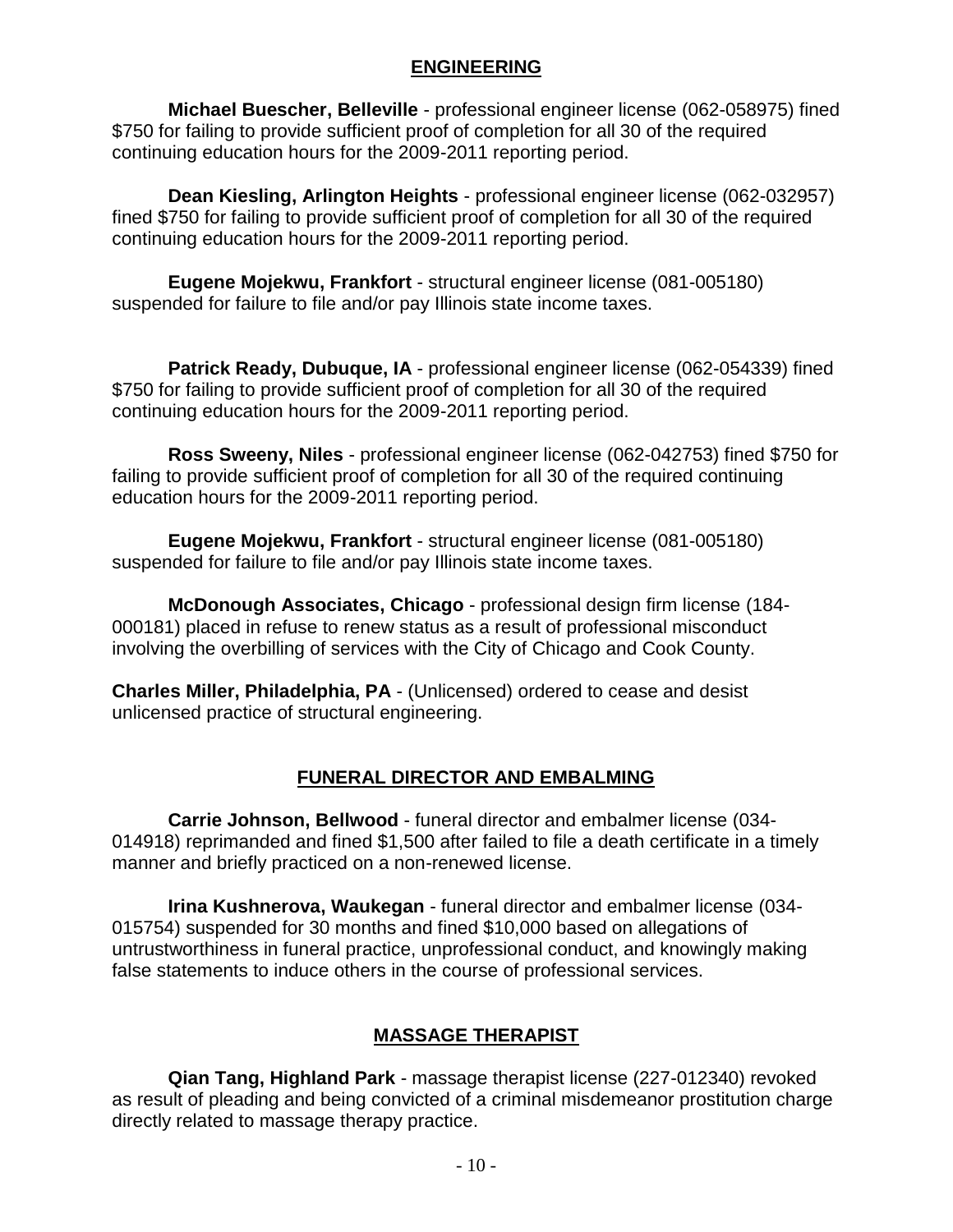## ENGINEERING

**Michael Buescher, Belleville** - professional engineer license (062-058975) fined $750 for failing to provide sufficient proof of completion for all 30 of the required continuing education hours for the 2009-2011 reporting period.

**Dean Kiesling, Arlington Heights** - professional engineer license (062-032957) fined $750 for failing to provide sufficient proof of completion for all 30 of the required continuing education hours for the 2009-2011 reporting period.

**Eugene Mojekwu, Frankfort** - structural engineer license (081-005180) suspended for failure to file and/or pay Illinois state income taxes.

**Patrick Ready, Dubuque, IA** - professional engineer license (062-054339) fined $750 for failing to provide sufficient proof of completion for all 30 of the required continuing education hours for the 2009-2011 reporting period.

**Ross Sweeny, Niles** - professional engineer license (062-042753) fined $750 for failing to provide sufficient proof of completion for all 30 of the required continuing education hours for the 2009-2011 reporting period.

**Eugene Mojekwu, Frankfort** - structural engineer license (081-005180) suspended for failure to file and/or pay Illinois state income taxes.

**McDonough Associates, Chicago** - professional design firm license (184-000181) placed in refuse to renew status as a result of professional misconduct involving the overbilling of services with the City of Chicago and Cook County.

**Charles Miller, Philadelphia, PA** - (Unlicensed) ordered to cease and desist unlicensed practice of structural engineering.

## FUNERAL DIRECTOR AND EMBALMING

**Carrie Johnson, Bellwood** - funeral director and embalmer license (034-014918) reprimanded and fined $1,500 after failed to file a death certificate in a timely manner and briefly practiced on a non-renewed license.

**Irina Kushnerova, Waukegan** - funeral director and embalmer license (034-015754) suspended for 30 months and fined $10,000 based on allegations of untrustworthiness in funeral practice, unprofessional conduct, and knowingly making false statements to induce others in the course of professional services.

## MASSAGE THERAPIST

**Qian Tang, Highland Park** - massage therapist license (227-012340) revoked as result of pleading and being convicted of a criminal misdemeanor prostitution charge directly related to massage therapy practice.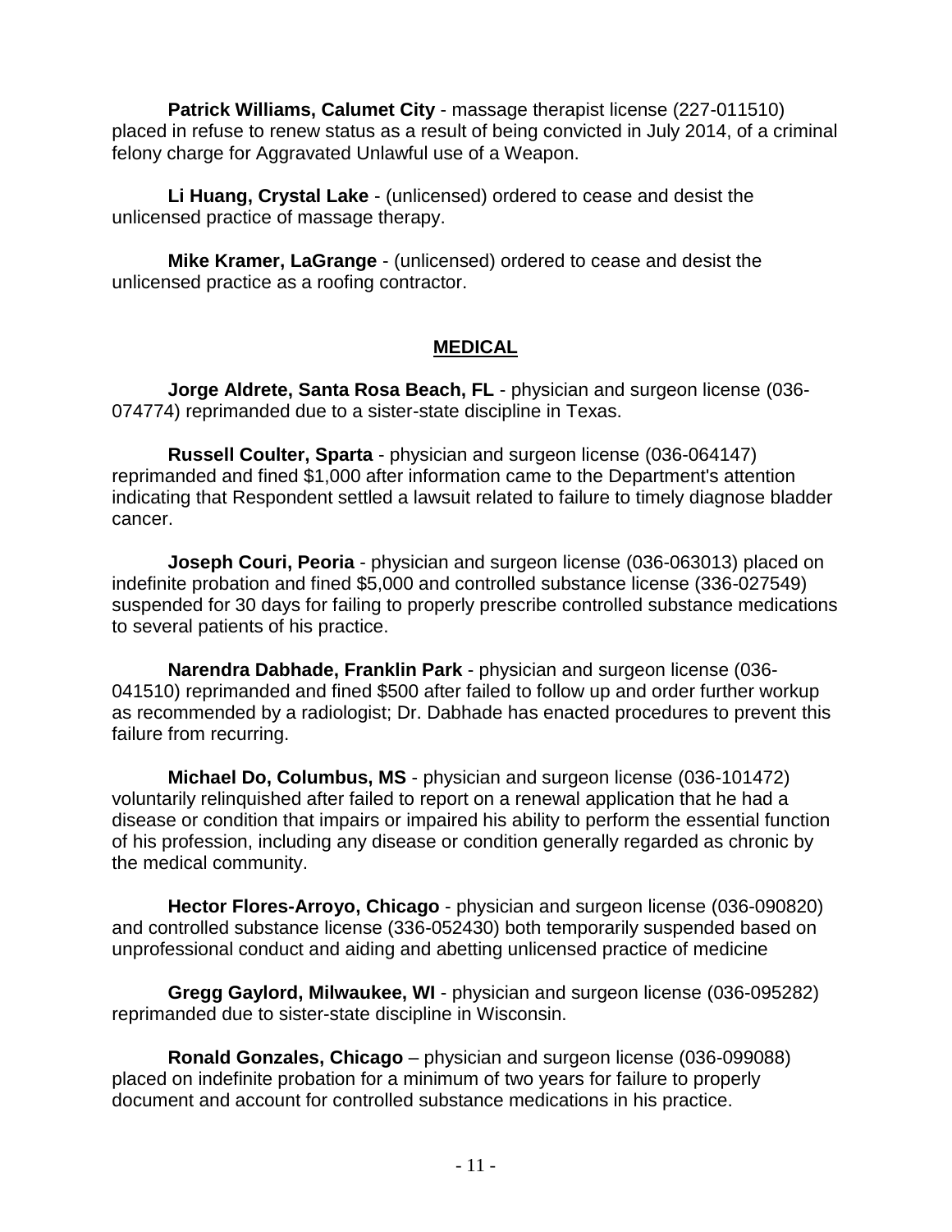**Patrick Williams, Calumet City** - massage therapist license (227-011510) placed in refuse to renew status as a result of being convicted in July 2014, of a criminal felony charge for Aggravated Unlawful use of a Weapon.

**Li Huang, Crystal Lake** - (unlicensed) ordered to cease and desist the unlicensed practice of massage therapy.

**Mike Kramer, LaGrange** - (unlicensed) ordered to cease and desist the unlicensed practice as a roofing contractor.

## MEDICAL

**Jorge Aldrete, Santa Rosa Beach, FL** - physician and surgeon license (036-074774) reprimanded due to a sister-state discipline in Texas.

**Russell Coulter, Sparta** - physician and surgeon license (036-064147) reprimanded and fined $1,000 after information came to the Department's attention indicating that Respondent settled a lawsuit related to failure to timely diagnose bladder cancer.

**Joseph Couri, Peoria** - physician and surgeon license (036-063013) placed on indefinite probation and fined $5,000 and controlled substance license (336-027549) suspended for 30 days for failing to properly prescribe controlled substance medications to several patients of his practice.

**Narendra Dabhade, Franklin Park** - physician and surgeon license (036-041510) reprimanded and fined $500 after failed to follow up and order further workup as recommended by a radiologist; Dr. Dabhade has enacted procedures to prevent this failure from recurring.

**Michael Do, Columbus, MS** - physician and surgeon license (036-101472) voluntarily relinquished after failed to report on a renewal application that he had a disease or condition that impairs or impaired his ability to perform the essential function of his profession, including any disease or condition generally regarded as chronic by the medical community.

**Hector Flores-Arroyo, Chicago** - physician and surgeon license (036-090820) and controlled substance license (336-052430) both temporarily suspended based on unprofessional conduct and aiding and abetting unlicensed practice of medicine

**Gregg Gaylord, Milwaukee, WI** - physician and surgeon license (036-095282) reprimanded due to sister-state discipline in Wisconsin.

**Ronald Gonzales, Chicago** – physician and surgeon license (036-099088) placed on indefinite probation for a minimum of two years for failure to properly document and account for controlled substance medications in his practice.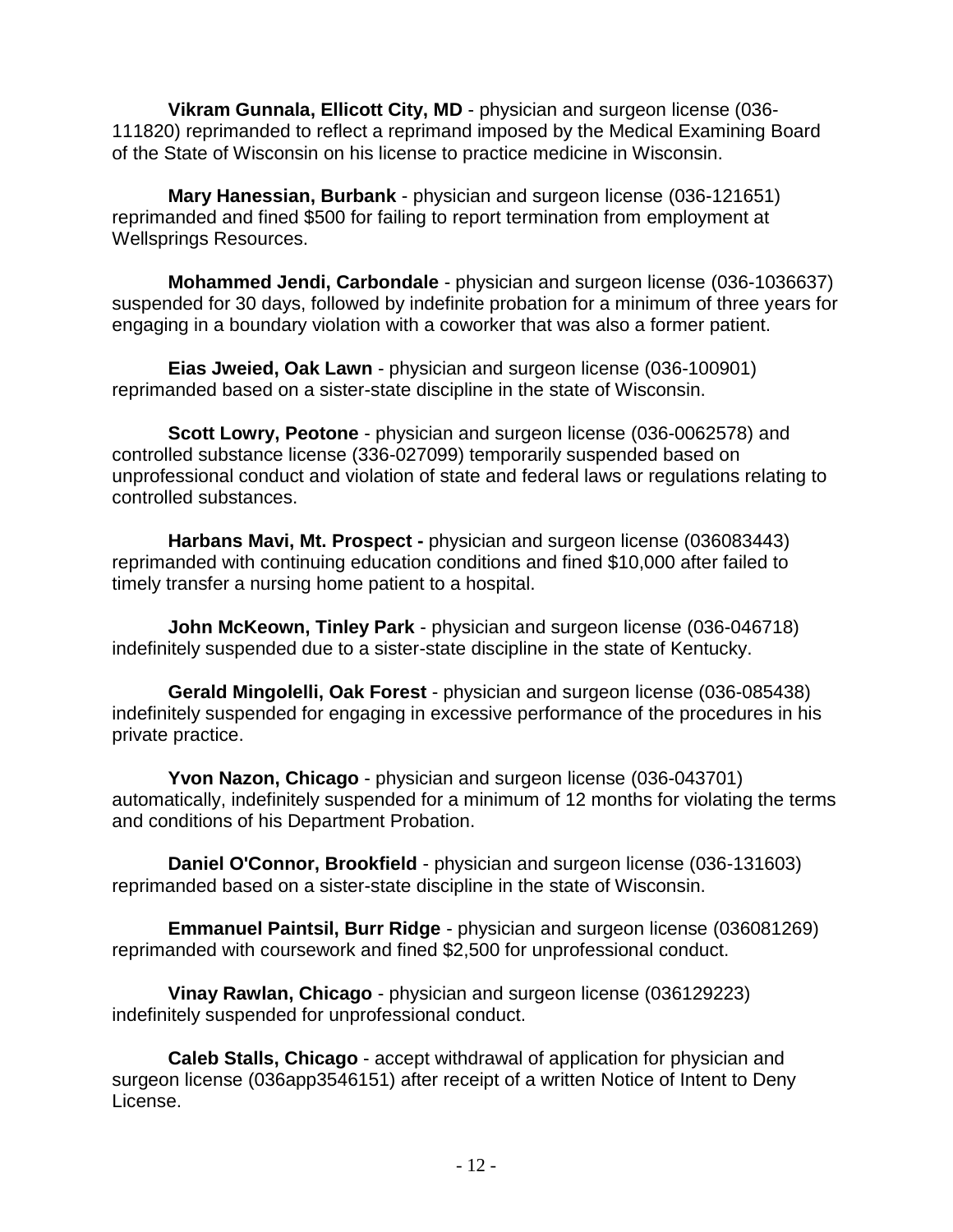**Vikram Gunnala, Ellicott City, MD** - physician and surgeon license (036-111820) reprimanded to reflect a reprimand imposed by the Medical Examining Board of the State of Wisconsin on his license to practice medicine in Wisconsin.

**Mary Hanessian, Burbank** - physician and surgeon license (036-121651) reprimanded and fined $500 for failing to report termination from employment at Wellsprings Resources.

**Mohammed Jendi, Carbondale** - physician and surgeon license (036-1036637) suspended for 30 days, followed by indefinite probation for a minimum of three years for engaging in a boundary violation with a coworker that was also a former patient.

**Eias Jweied, Oak Lawn** - physician and surgeon license (036-100901) reprimanded based on a sister-state discipline in the state of Wisconsin.

**Scott Lowry, Peotone** - physician and surgeon license (036-0062578) and controlled substance license (336-027099) temporarily suspended based on unprofessional conduct and violation of state and federal laws or regulations relating to controlled substances.

**Harbans Mavi, Mt. Prospect -** physician and surgeon license (036083443) reprimanded with continuing education conditions and fined $10,000 after failed to timely transfer a nursing home patient to a hospital.

**John McKeown, Tinley Park** - physician and surgeon license (036-046718) indefinitely suspended due to a sister-state discipline in the state of Kentucky.

**Gerald Mingolelli, Oak Forest** - physician and surgeon license (036-085438) indefinitely suspended for engaging in excessive performance of the procedures in his private practice.

**Yvon Nazon, Chicago** - physician and surgeon license (036-043701) automatically, indefinitely suspended for a minimum of 12 months for violating the terms and conditions of his Department Probation.

**Daniel O'Connor, Brookfield** - physician and surgeon license (036-131603) reprimanded based on a sister-state discipline in the state of Wisconsin.

**Emmanuel Paintsil, Burr Ridge** - physician and surgeon license (036081269) reprimanded with coursework and fined $2,500 for unprofessional conduct.

**Vinay Rawlan, Chicago** - physician and surgeon license (036129223) indefinitely suspended for unprofessional conduct.

**Caleb Stalls, Chicago** - accept withdrawal of application for physician and surgeon license (036app3546151) after receipt of a written Notice of Intent to Deny License.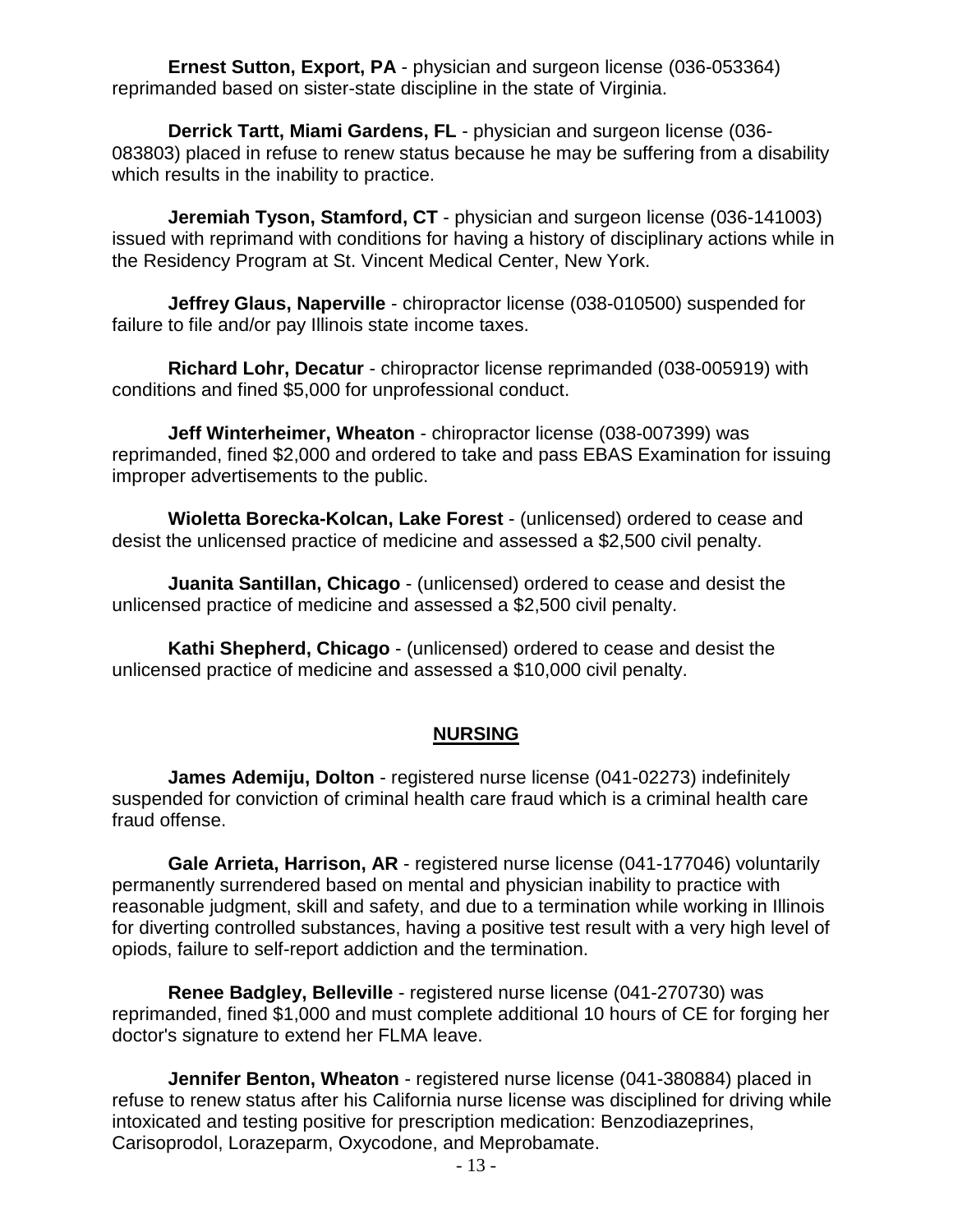**Ernest Sutton, Export, PA** - physician and surgeon license (036-053364) reprimanded based on sister-state discipline in the state of Virginia.

**Derrick Tartt, Miami Gardens, FL** - physician and surgeon license (036-083803) placed in refuse to renew status because he may be suffering from a disability which results in the inability to practice.

**Jeremiah Tyson, Stamford, CT** - physician and surgeon license (036-141003) issued with reprimand with conditions for having a history of disciplinary actions while in the Residency Program at St. Vincent Medical Center, New York.

**Jeffrey Glaus, Naperville** - chiropractor license (038-010500) suspended for failure to file and/or pay Illinois state income taxes.

**Richard Lohr, Decatur** - chiropractor license reprimanded (038-005919) with conditions and fined $5,000 for unprofessional conduct.

**Jeff Winterheimer, Wheaton** - chiropractor license (038-007399) was reprimanded, fined $2,000 and ordered to take and pass EBAS Examination for issuing improper advertisements to the public.

**Wioletta Borecka-Kolcan, Lake Forest** - (unlicensed) ordered to cease and desist the unlicensed practice of medicine and assessed a $2,500 civil penalty.

**Juanita Santillan, Chicago** - (unlicensed) ordered to cease and desist the unlicensed practice of medicine and assessed a $2,500 civil penalty.

**Kathi Shepherd, Chicago** - (unlicensed) ordered to cease and desist the unlicensed practice of medicine and assessed a $10,000 civil penalty.

## NURSING

**James Ademiju, Dolton** - registered nurse license (041-02273) indefinitely suspended for conviction of criminal health care fraud which is a criminal health care fraud offense.

**Gale Arrieta, Harrison, AR** - registered nurse license (041-177046) voluntarily permanently surrendered based on mental and physician inability to practice with reasonable judgment, skill and safety, and due to a termination while working in Illinois for diverting controlled substances, having a positive test result with a very high level of opiods, failure to self-report addiction and the termination.

**Renee Badgley, Belleville** - registered nurse license (041-270730) was reprimanded, fined $1,000 and must complete additional 10 hours of CE for forging her doctor's signature to extend her FLMA leave.

**Jennifer Benton, Wheaton** - registered nurse license (041-380884) placed in refuse to renew status after his California nurse license was disciplined for driving while intoxicated and testing positive for prescription medication: Benzodiazeprines, Carisoprodol, Lorazeparm, Oxycodone, and Meprobamate.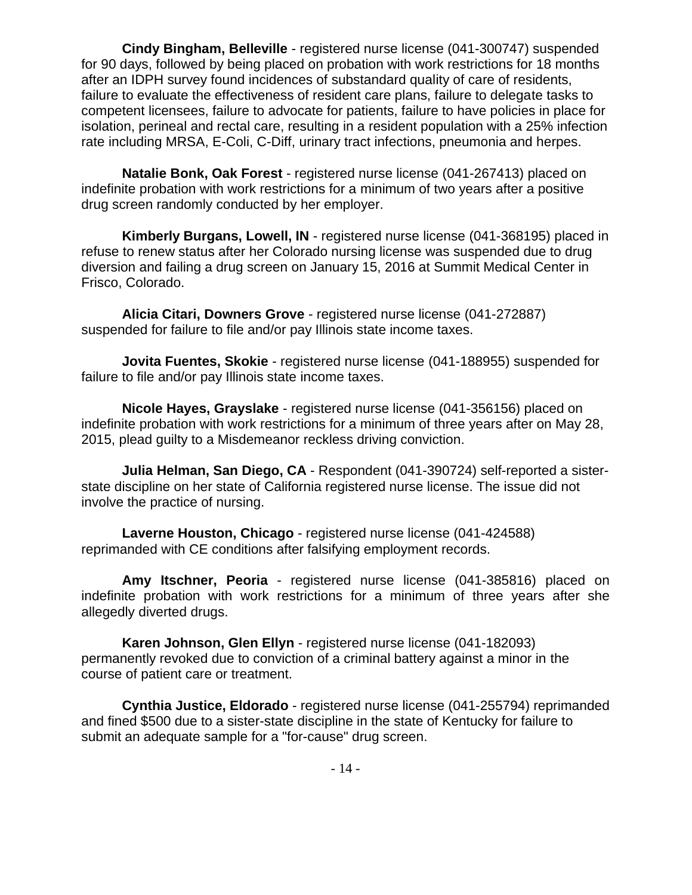**Cindy Bingham, Belleville** - registered nurse license (041-300747) suspended for 90 days, followed by being placed on probation with work restrictions for 18 months after an IDPH survey found incidences of substandard quality of care of residents, failure to evaluate the effectiveness of resident care plans, failure to delegate tasks to competent licensees, failure to advocate for patients, failure to have policies in place for isolation, perineal and rectal care, resulting in a resident population with a 25% infection rate including MRSA, E-Coli, C-Diff, urinary tract infections, pneumonia and herpes.

**Natalie Bonk, Oak Forest** - registered nurse license (041-267413) placed on indefinite probation with work restrictions for a minimum of two years after a positive drug screen randomly conducted by her employer.

**Kimberly Burgans, Lowell, IN** - registered nurse license (041-368195) placed in refuse to renew status after her Colorado nursing license was suspended due to drug diversion and failing a drug screen on January 15, 2016 at Summit Medical Center in Frisco, Colorado.

**Alicia Citari, Downers Grove** - registered nurse license (041-272887) suspended for failure to file and/or pay Illinois state income taxes.

**Jovita Fuentes, Skokie** - registered nurse license (041-188955) suspended for failure to file and/or pay Illinois state income taxes.

**Nicole Hayes, Grayslake** - registered nurse license (041-356156) placed on indefinite probation with work restrictions for a minimum of three years after on May 28, 2015, plead guilty to a Misdemeanor reckless driving conviction.

**Julia Helman, San Diego, CA** - Respondent (041-390724) self-reported a sister-state discipline on her state of California registered nurse license. The issue did not involve the practice of nursing.

**Laverne Houston, Chicago** - registered nurse license (041-424588) reprimanded with CE conditions after falsifying employment records.

**Amy Itschner, Peoria** - registered nurse license (041-385816) placed on indefinite probation with work restrictions for a minimum of three years after she allegedly diverted drugs.

**Karen Johnson, Glen Ellyn** - registered nurse license (041-182093) permanently revoked due to conviction of a criminal battery against a minor in the course of patient care or treatment.

**Cynthia Justice, Eldorado** - registered nurse license (041-255794) reprimanded and fined $500 due to a sister-state discipline in the state of Kentucky for failure to submit an adequate sample for a "for-cause" drug screen.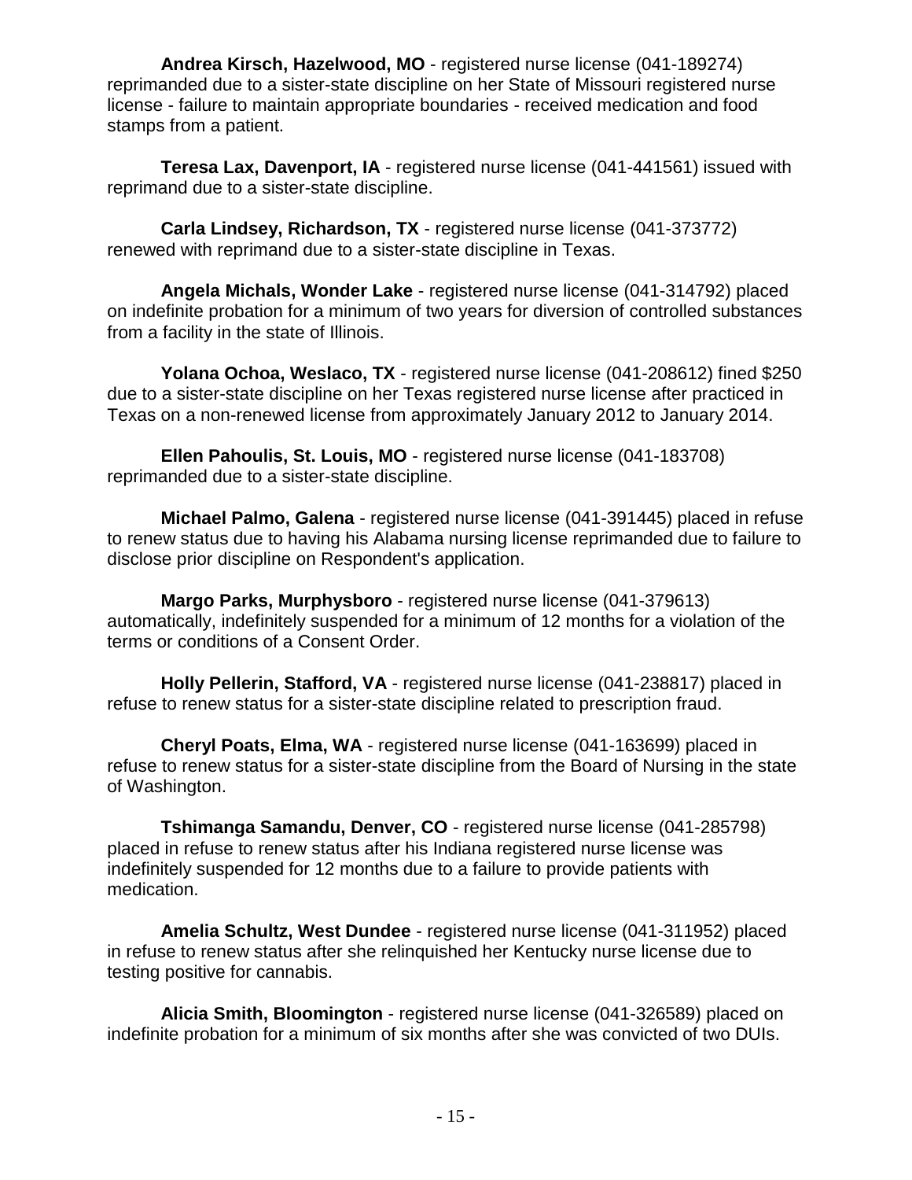**Andrea Kirsch, Hazelwood, MO** - registered nurse license (041-189274) reprimanded due to a sister-state discipline on her State of Missouri registered nurse license - failure to maintain appropriate boundaries - received medication and food stamps from a patient.

**Teresa Lax, Davenport, IA** - registered nurse license (041-441561) issued with reprimand due to a sister-state discipline.

**Carla Lindsey, Richardson, TX** - registered nurse license (041-373772) renewed with reprimand due to a sister-state discipline in Texas.

**Angela Michals, Wonder Lake** - registered nurse license (041-314792) placed on indefinite probation for a minimum of two years for diversion of controlled substances from a facility in the state of Illinois.

**Yolana Ochoa, Weslaco, TX** - registered nurse license (041-208612) fined $250 due to a sister-state discipline on her Texas registered nurse license after practiced in Texas on a non-renewed license from approximately January 2012 to January 2014.

**Ellen Pahoulis, St. Louis, MO** - registered nurse license (041-183708) reprimanded due to a sister-state discipline.

**Michael Palmo, Galena** - registered nurse license (041-391445) placed in refuse to renew status due to having his Alabama nursing license reprimanded due to failure to disclose prior discipline on Respondent's application.

**Margo Parks, Murphysboro** - registered nurse license (041-379613) automatically, indefinitely suspended for a minimum of 12 months for a violation of the terms or conditions of a Consent Order.

**Holly Pellerin, Stafford, VA** - registered nurse license (041-238817) placed in refuse to renew status for a sister-state discipline related to prescription fraud.

**Cheryl Poats, Elma, WA** - registered nurse license (041-163699) placed in refuse to renew status for a sister-state discipline from the Board of Nursing in the state of Washington.

**Tshimanga Samandu, Denver, CO** - registered nurse license (041-285798) placed in refuse to renew status after his Indiana registered nurse license was indefinitely suspended for 12 months due to a failure to provide patients with medication.

**Amelia Schultz, West Dundee** - registered nurse license (041-311952) placed in refuse to renew status after she relinquished her Kentucky nurse license due to testing positive for cannabis.

**Alicia Smith, Bloomington** - registered nurse license (041-326589) placed on indefinite probation for a minimum of six months after she was convicted of two DUIs.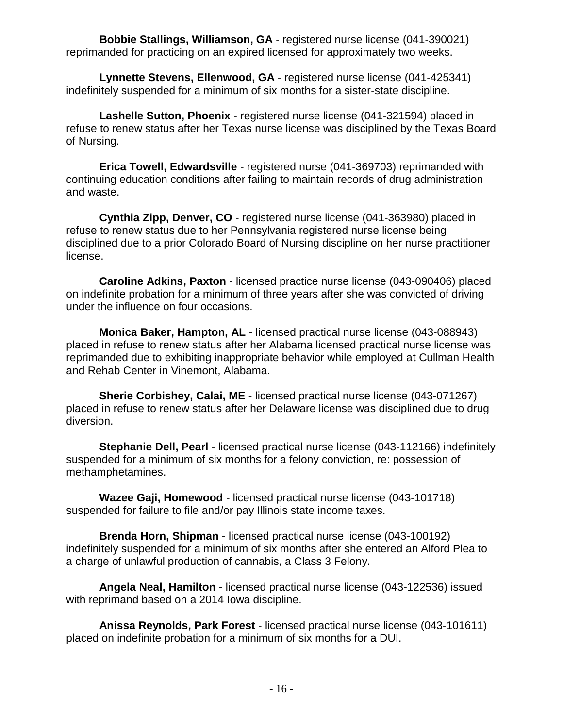**Bobbie Stallings, Williamson, GA** - registered nurse license (041-390021) reprimanded for practicing on an expired licensed for approximately two weeks.

**Lynnette Stevens, Ellenwood, GA** - registered nurse license (041-425341) indefinitely suspended for a minimum of six months for a sister-state discipline.

**Lashelle Sutton, Phoenix** - registered nurse license (041-321594) placed in refuse to renew status after her Texas nurse license was disciplined by the Texas Board of Nursing.

**Erica Towell, Edwardsville** - registered nurse (041-369703) reprimanded with continuing education conditions after failing to maintain records of drug administration and waste.

**Cynthia Zipp, Denver, CO** - registered nurse license (041-363980) placed in refuse to renew status due to her Pennsylvania registered nurse license being disciplined due to a prior Colorado Board of Nursing discipline on her nurse practitioner license.

**Caroline Adkins, Paxton** - licensed practice nurse license (043-090406) placed on indefinite probation for a minimum of three years after she was convicted of driving under the influence on four occasions.

**Monica Baker, Hampton, AL** - licensed practical nurse license (043-088943) placed in refuse to renew status after her Alabama licensed practical nurse license was reprimanded due to exhibiting inappropriate behavior while employed at Cullman Health and Rehab Center in Vinemont, Alabama.

**Sherie Corbishey, Calai, ME** - licensed practical nurse license (043-071267) placed in refuse to renew status after her Delaware license was disciplined due to drug diversion.

**Stephanie Dell, Pearl** - licensed practical nurse license (043-112166) indefinitely suspended for a minimum of six months for a felony conviction, re: possession of methamphetamines.

**Wazee Gaji, Homewood** - licensed practical nurse license (043-101718) suspended for failure to file and/or pay Illinois state income taxes.

**Brenda Horn, Shipman** - licensed practical nurse license (043-100192) indefinitely suspended for a minimum of six months after she entered an Alford Plea to a charge of unlawful production of cannabis, a Class 3 Felony.

**Angela Neal, Hamilton** - licensed practical nurse license (043-122536) issued with reprimand based on a 2014 Iowa discipline.

**Anissa Reynolds, Park Forest** - licensed practical nurse license (043-101611) placed on indefinite probation for a minimum of six months for a DUI.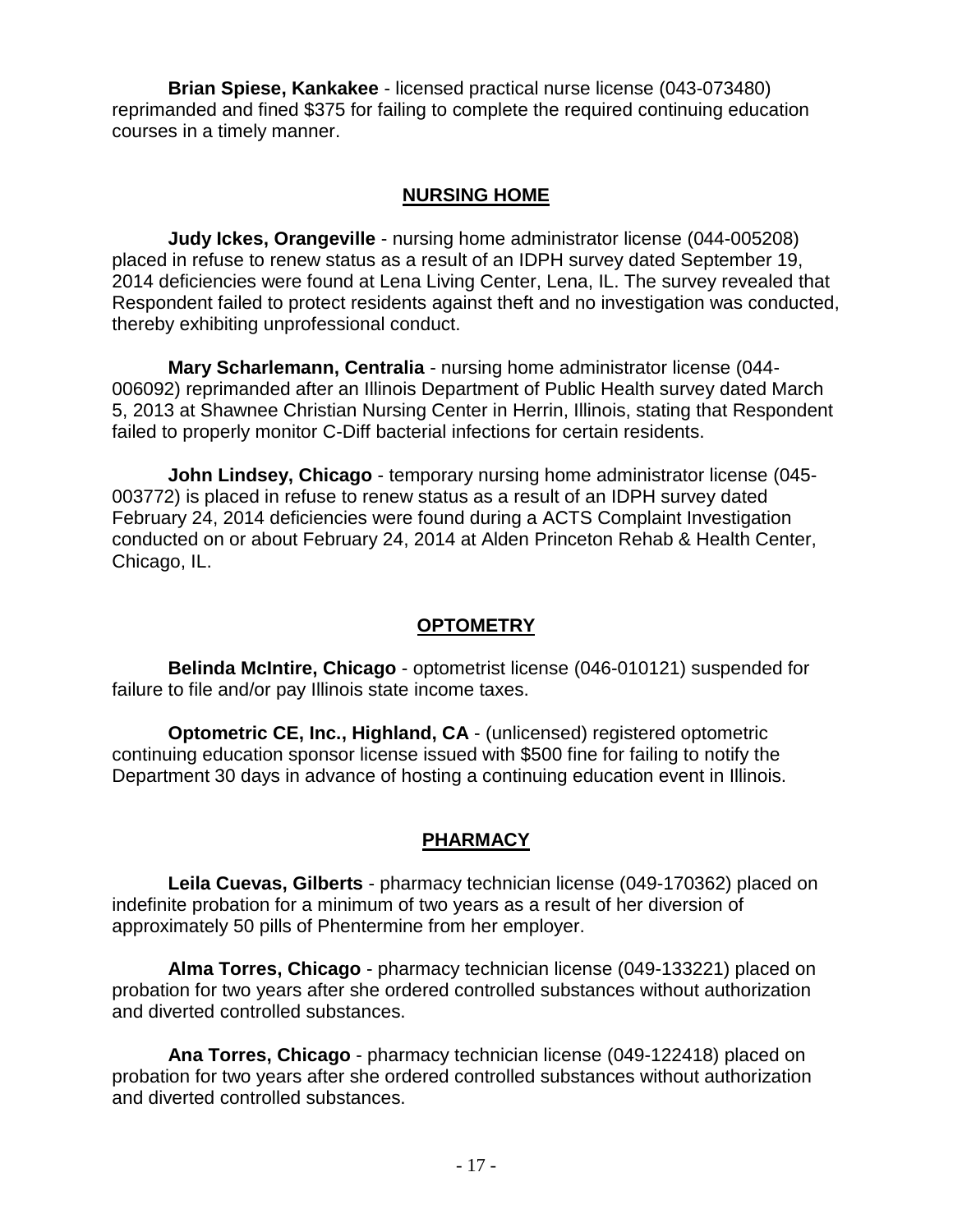**Brian Spiese, Kankakee** - licensed practical nurse license (043-073480) reprimanded and fined $375 for failing to complete the required continuing education courses in a timely manner.

## NURSING HOME

**Judy Ickes, Orangeville** - nursing home administrator license (044-005208) placed in refuse to renew status as a result of an IDPH survey dated September 19, 2014 deficiencies were found at Lena Living Center, Lena, IL. The survey revealed that Respondent failed to protect residents against theft and no investigation was conducted, thereby exhibiting unprofessional conduct.

**Mary Scharlemann, Centralia** - nursing home administrator license (044-006092) reprimanded after an Illinois Department of Public Health survey dated March 5, 2013 at Shawnee Christian Nursing Center in Herrin, Illinois, stating that Respondent failed to properly monitor C-Diff bacterial infections for certain residents.

**John Lindsey, Chicago** - temporary nursing home administrator license (045-003772) is placed in refuse to renew status as a result of an IDPH survey dated February 24, 2014 deficiencies were found during a ACTS Complaint Investigation conducted on or about February 24, 2014 at Alden Princeton Rehab & Health Center, Chicago, IL.

## OPTOMETRY

**Belinda McIntire, Chicago** - optometrist license (046-010121) suspended for failure to file and/or pay Illinois state income taxes.

**Optometric CE, Inc., Highland, CA** - (unlicensed) registered optometric continuing education sponsor license issued with $500 fine for failing to notify the Department 30 days in advance of hosting a continuing education event in Illinois.

## PHARMACY

**Leila Cuevas, Gilberts** - pharmacy technician license (049-170362) placed on indefinite probation for a minimum of two years as a result of her diversion of approximately 50 pills of Phentermine from her employer.

**Alma Torres, Chicago** - pharmacy technician license (049-133221) placed on probation for two years after she ordered controlled substances without authorization and diverted controlled substances.

**Ana Torres, Chicago** - pharmacy technician license (049-122418) placed on probation for two years after she ordered controlled substances without authorization and diverted controlled substances.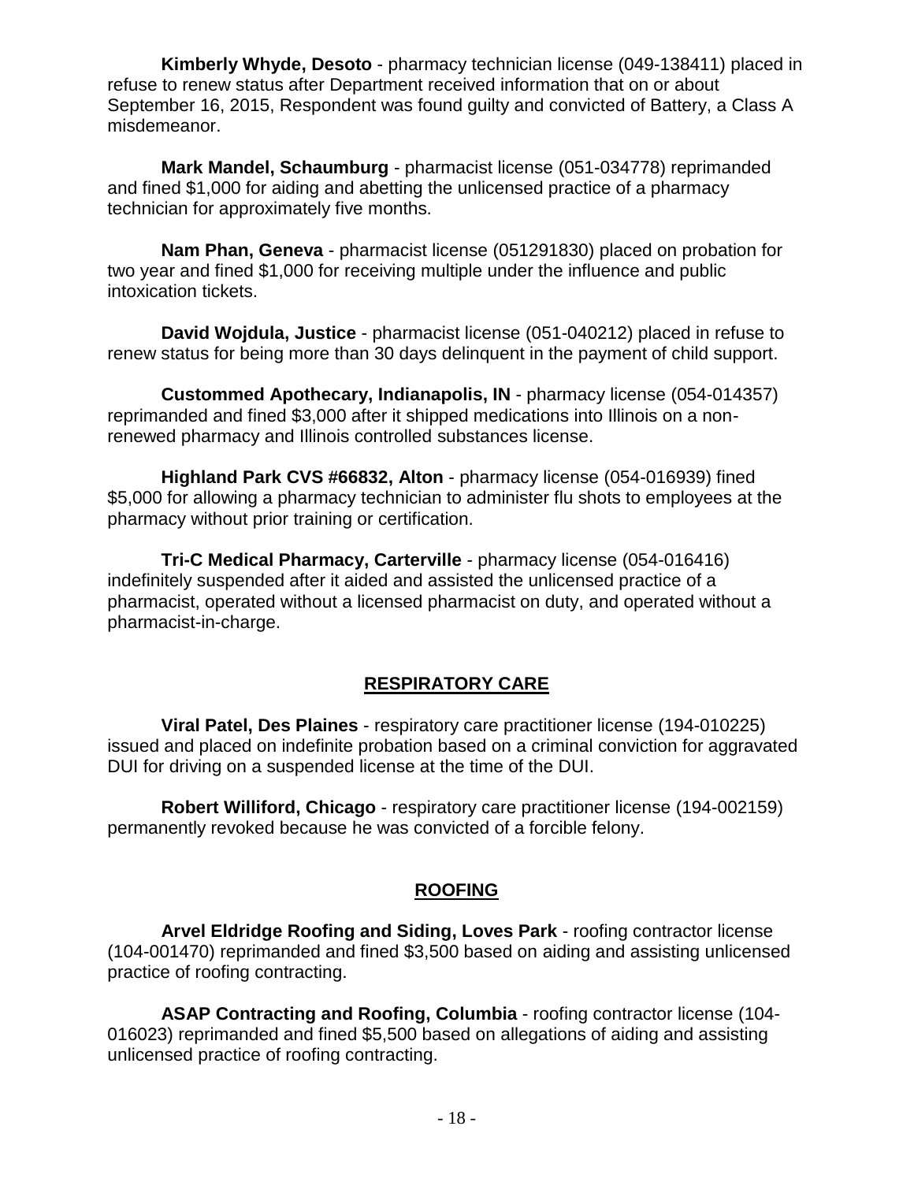**Kimberly Whyde, Desoto** - pharmacy technician license (049-138411) placed in refuse to renew status after Department received information that on or about September 16, 2015, Respondent was found guilty and convicted of Battery, a Class A misdemeanor.

**Mark Mandel, Schaumburg** - pharmacist license (051-034778) reprimanded and fined $1,000 for aiding and abetting the unlicensed practice of a pharmacy technician for approximately five months.

**Nam Phan, Geneva** - pharmacist license (051291830) placed on probation for two year and fined $1,000 for receiving multiple under the influence and public intoxication tickets.

**David Wojdula, Justice** - pharmacist license (051-040212) placed in refuse to renew status for being more than 30 days delinquent in the payment of child support.

**Custommed Apothecary, Indianapolis, IN** - pharmacy license (054-014357) reprimanded and fined $3,000 after it shipped medications into Illinois on a non-renewed pharmacy and Illinois controlled substances license.

**Highland Park CVS #66832, Alton** - pharmacy license (054-016939) fined $5,000 for allowing a pharmacy technician to administer flu shots to employees at the pharmacy without prior training or certification.

**Tri-C Medical Pharmacy, Carterville** - pharmacy license (054-016416) indefinitely suspended after it aided and assisted the unlicensed practice of a pharmacist, operated without a licensed pharmacist on duty, and operated without a pharmacist-in-charge.

## RESPIRATORY CARE

**Viral Patel, Des Plaines** - respiratory care practitioner license (194-010225) issued and placed on indefinite probation based on a criminal conviction for aggravated DUI for driving on a suspended license at the time of the DUI.

**Robert Williford, Chicago** - respiratory care practitioner license (194-002159) permanently revoked because he was convicted of a forcible felony.

## ROOFING

**Arvel Eldridge Roofing and Siding, Loves Park** - roofing contractor license (104-001470) reprimanded and fined $3,500 based on aiding and assisting unlicensed practice of roofing contracting.

**ASAP Contracting and Roofing, Columbia** - roofing contractor license (104-016023) reprimanded and fined $5,500 based on allegations of aiding and assisting unlicensed practice of roofing contracting.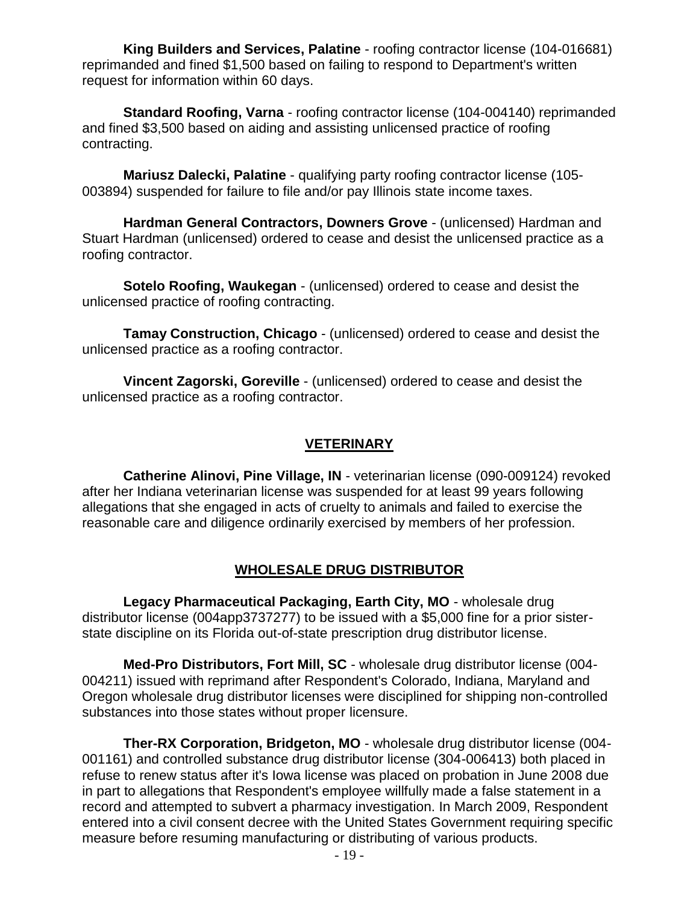**King Builders and Services, Palatine** - roofing contractor license (104-016681) reprimanded and fined $1,500 based on failing to respond to Department's written request for information within 60 days.

**Standard Roofing, Varna** - roofing contractor license (104-004140) reprimanded and fined $3,500 based on aiding and assisting unlicensed practice of roofing contracting.

**Mariusz Dalecki, Palatine** - qualifying party roofing contractor license (105-003894) suspended for failure to file and/or pay Illinois state income taxes.

**Hardman General Contractors, Downers Grove** - (unlicensed) Hardman and Stuart Hardman (unlicensed) ordered to cease and desist the unlicensed practice as a roofing contractor.

**Sotelo Roofing, Waukegan** - (unlicensed) ordered to cease and desist the unlicensed practice of roofing contracting.

**Tamay Construction, Chicago** - (unlicensed) ordered to cease and desist the unlicensed practice as a roofing contractor.

**Vincent Zagorski, Goreville** - (unlicensed) ordered to cease and desist the unlicensed practice as a roofing contractor.

## VETERINARY

**Catherine Alinovi, Pine Village, IN** - veterinarian license (090-009124) revoked after her Indiana veterinarian license was suspended for at least 99 years following allegations that she engaged in acts of cruelty to animals and failed to exercise the reasonable care and diligence ordinarily exercised by members of her profession.

## WHOLESALE DRUG DISTRIBUTOR

**Legacy Pharmaceutical Packaging, Earth City, MO** - wholesale drug distributor license (004app3737277) to be issued with a $5,000 fine for a prior sister-state discipline on its Florida out-of-state prescription drug distributor license.

**Med-Pro Distributors, Fort Mill, SC** - wholesale drug distributor license (004-004211) issued with reprimand after Respondent's Colorado, Indiana, Maryland and Oregon wholesale drug distributor licenses were disciplined for shipping non-controlled substances into those states without proper licensure.

**Ther-RX Corporation, Bridgeton, MO** - wholesale drug distributor license (004-001161) and controlled substance drug distributor license (304-006413) both placed in refuse to renew status after it's Iowa license was placed on probation in June 2008 due in part to allegations that Respondent's employee willfully made a false statement in a record and attempted to subvert a pharmacy investigation. In March 2009, Respondent entered into a civil consent decree with the United States Government requiring specific measure before resuming manufacturing or distributing of various products.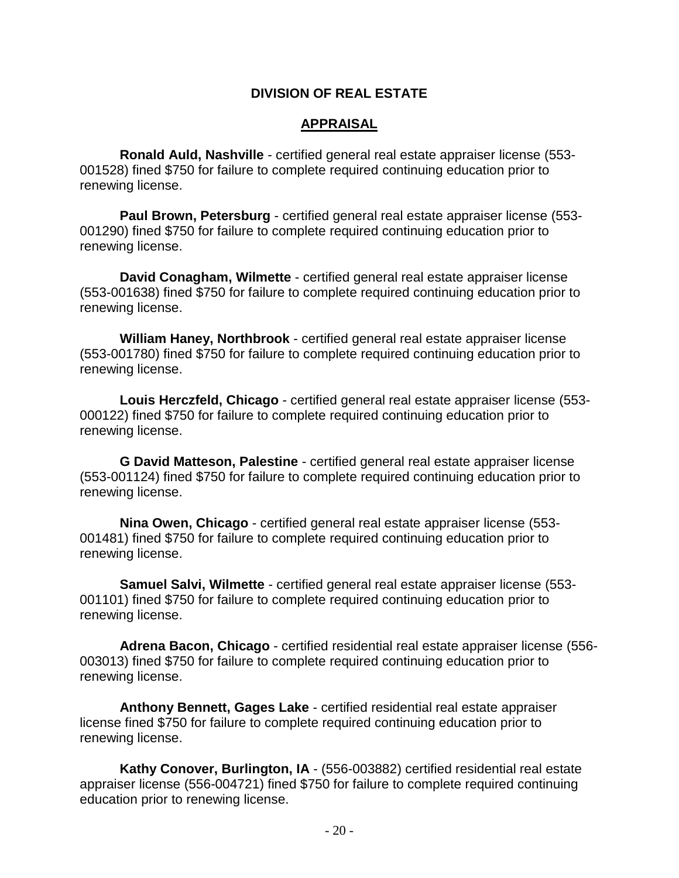## DIVISION OF REAL ESTATE

### APPRAISAL

**Ronald Auld, Nashville** - certified general real estate appraiser license (553-001528) fined $750 for failure to complete required continuing education prior to renewing license.

**Paul Brown, Petersburg** - certified general real estate appraiser license (553-001290) fined $750 for failure to complete required continuing education prior to renewing license.

**David Conagham, Wilmette** - certified general real estate appraiser license (553-001638) fined $750 for failure to complete required continuing education prior to renewing license.

**William Haney, Northbrook** - certified general real estate appraiser license (553-001780) fined $750 for failure to complete required continuing education prior to renewing license.

**Louis Herczfeld, Chicago** - certified general real estate appraiser license (553-000122) fined $750 for failure to complete required continuing education prior to renewing license.

**G David Matteson, Palestine** - certified general real estate appraiser license (553-001124) fined $750 for failure to complete required continuing education prior to renewing license.

**Nina Owen, Chicago** - certified general real estate appraiser license (553-001481) fined $750 for failure to complete required continuing education prior to renewing license.

**Samuel Salvi, Wilmette** - certified general real estate appraiser license (553-001101) fined $750 for failure to complete required continuing education prior to renewing license.

**Adrena Bacon, Chicago** - certified residential real estate appraiser license (556-003013) fined $750 for failure to complete required continuing education prior to renewing license.

**Anthony Bennett, Gages Lake** - certified residential real estate appraiser license fined $750 for failure to complete required continuing education prior to renewing license.

**Kathy Conover, Burlington, IA** - (556-003882) certified residential real estate appraiser license (556-004721) fined $750 for failure to complete required continuing education prior to renewing license.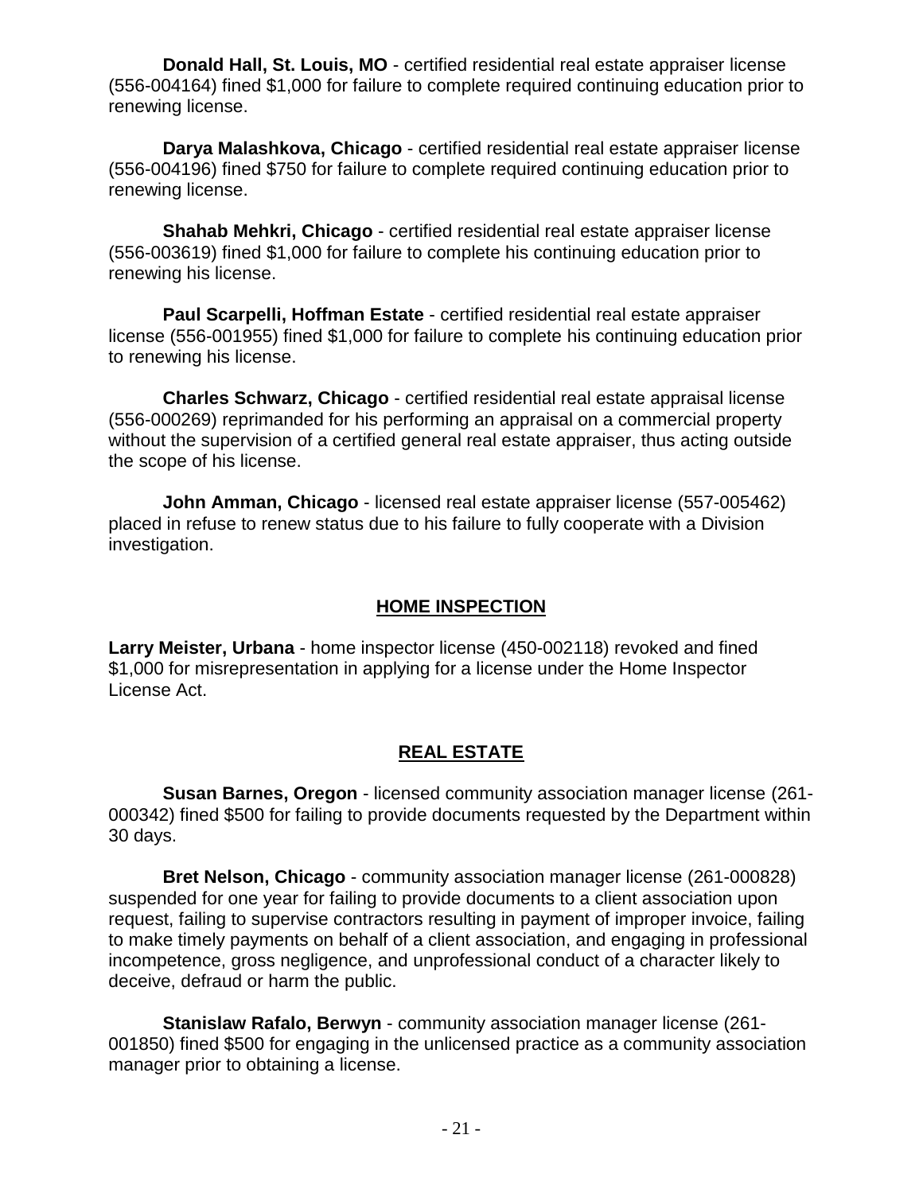**Donald Hall, St. Louis, MO** - certified residential real estate appraiser license (556-004164) fined $1,000 for failure to complete required continuing education prior to renewing license.

**Darya Malashkova, Chicago** - certified residential real estate appraiser license (556-004196) fined $750 for failure to complete required continuing education prior to renewing license.

**Shahab Mehkri, Chicago** - certified residential real estate appraiser license (556-003619) fined $1,000 for failure to complete his continuing education prior to renewing his license.

**Paul Scarpelli, Hoffman Estate** - certified residential real estate appraiser license (556-001955) fined $1,000 for failure to complete his continuing education prior to renewing his license.

**Charles Schwarz, Chicago** - certified residential real estate appraisal license (556-000269) reprimanded for his performing an appraisal on a commercial property without the supervision of a certified general real estate appraiser, thus acting outside the scope of his license.

**John Amman, Chicago** - licensed real estate appraiser license (557-005462) placed in refuse to renew status due to his failure to fully cooperate with a Division investigation.

## HOME INSPECTION

**Larry Meister, Urbana** - home inspector license (450-002118) revoked and fined $1,000 for misrepresentation in applying for a license under the Home Inspector License Act.

## REAL ESTATE

**Susan Barnes, Oregon** - licensed community association manager license (261-000342) fined $500 for failing to provide documents requested by the Department within 30 days.

**Bret Nelson, Chicago** - community association manager license (261-000828) suspended for one year for failing to provide documents to a client association upon request, failing to supervise contractors resulting in payment of improper invoice, failing to make timely payments on behalf of a client association, and engaging in professional incompetence, gross negligence, and unprofessional conduct of a character likely to deceive, defraud or harm the public.

**Stanislaw Rafalo, Berwyn** - community association manager license (261-001850) fined $500 for engaging in the unlicensed practice as a community association manager prior to obtaining a license.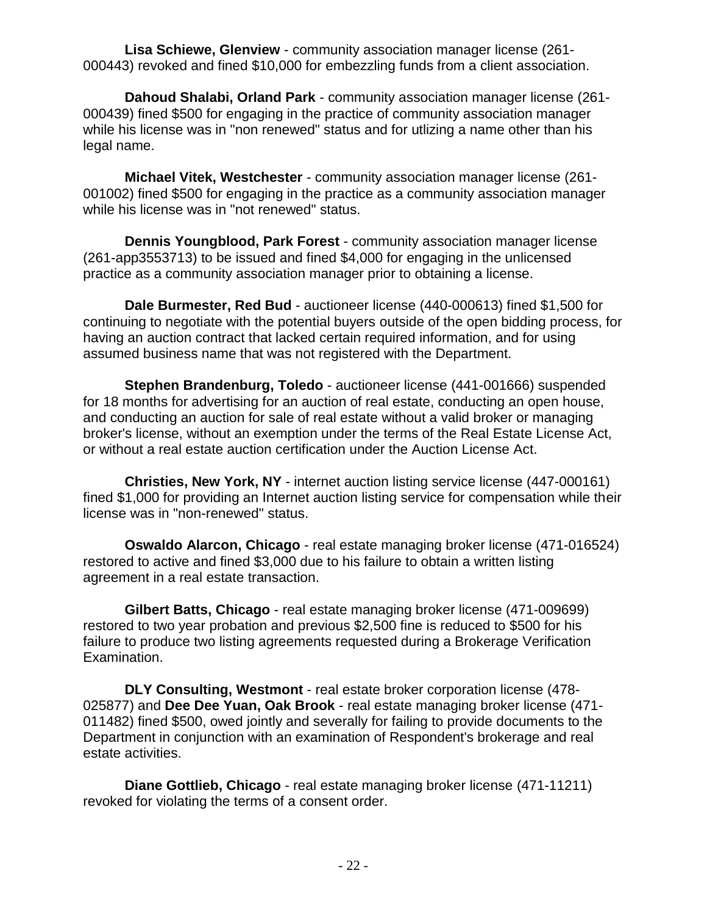**Lisa Schiewe, Glenview** - community association manager license (261-000443) revoked and fined $10,000 for embezzling funds from a client association.

**Dahoud Shalabi, Orland Park** - community association manager license (261-000439) fined $500 for engaging in the practice of community association manager while his license was in "non renewed" status and for utlizing a name other than his legal name.

**Michael Vitek, Westchester** - community association manager license (261-001002) fined $500 for engaging in the practice as a community association manager while his license was in "not renewed" status.

**Dennis Youngblood, Park Forest** - community association manager license (261-app3553713) to be issued and fined $4,000 for engaging in the unlicensed practice as a community association manager prior to obtaining a license.

**Dale Burmester, Red Bud** - auctioneer license (440-000613) fined $1,500 for continuing to negotiate with the potential buyers outside of the open bidding process, for having an auction contract that lacked certain required information, and for using assumed business name that was not registered with the Department.

**Stephen Brandenburg, Toledo** - auctioneer license (441-001666) suspended for 18 months for advertising for an auction of real estate, conducting an open house, and conducting an auction for sale of real estate without a valid broker or managing broker's license, without an exemption under the terms of the Real Estate License Act, or without a real estate auction certification under the Auction License Act.

**Christies, New York, NY** - internet auction listing service license (447-000161) fined $1,000 for providing an Internet auction listing service for compensation while their license was in "non-renewed" status.

**Oswaldo Alarcon, Chicago** - real estate managing broker license (471-016524) restored to active and fined $3,000 due to his failure to obtain a written listing agreement in a real estate transaction.

**Gilbert Batts, Chicago** - real estate managing broker license (471-009699) restored to two year probation and previous $2,500 fine is reduced to $500 for his failure to produce two listing agreements requested during a Brokerage Verification Examination.

**DLY Consulting, Westmont** - real estate broker corporation license (478-025877) and **Dee Dee Yuan, Oak Brook** - real estate managing broker license (471-011482) fined $500, owed jointly and severally for failing to provide documents to the Department in conjunction with an examination of Respondent's brokerage and real estate activities.

**Diane Gottlieb, Chicago** - real estate managing broker license (471-11211) revoked for violating the terms of a consent order.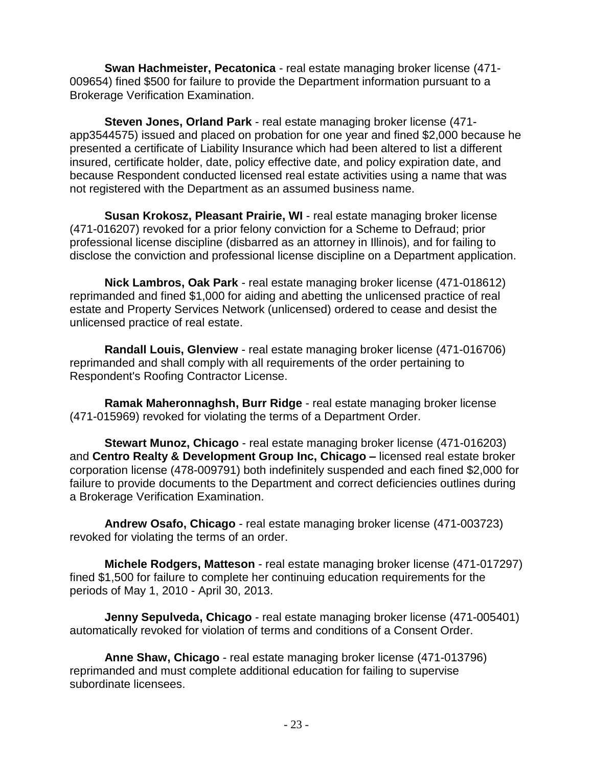**Swan Hachmeister, Pecatonica** - real estate managing broker license (471-009654) fined $500 for failure to provide the Department information pursuant to a Brokerage Verification Examination.

**Steven Jones, Orland Park** - real estate managing broker license (471-app3544575) issued and placed on probation for one year and fined $2,000 because he presented a certificate of Liability Insurance which had been altered to list a different insured, certificate holder, date, policy effective date, and policy expiration date, and because Respondent conducted licensed real estate activities using a name that was not registered with the Department as an assumed business name.

**Susan Krokosz, Pleasant Prairie, WI** - real estate managing broker license (471-016207) revoked for a prior felony conviction for a Scheme to Defraud; prior professional license discipline (disbarred as an attorney in Illinois), and for failing to disclose the conviction and professional license discipline on a Department application.

**Nick Lambros, Oak Park** - real estate managing broker license (471-018612) reprimanded and fined $1,000 for aiding and abetting the unlicensed practice of real estate and Property Services Network (unlicensed) ordered to cease and desist the unlicensed practice of real estate.

**Randall Louis, Glenview** - real estate managing broker license (471-016706) reprimanded and shall comply with all requirements of the order pertaining to Respondent's Roofing Contractor License.

**Ramak Maheronnaghsh, Burr Ridge** - real estate managing broker license (471-015969) revoked for violating the terms of a Department Order.

**Stewart Munoz, Chicago** - real estate managing broker license (471-016203) and **Centro Realty & Development Group Inc, Chicago –** licensed real estate broker corporation license (478-009791) both indefinitely suspended and each fined $2,000 for failure to provide documents to the Department and correct deficiencies outlines during a Brokerage Verification Examination.

**Andrew Osafo, Chicago** - real estate managing broker license (471-003723) revoked for violating the terms of an order.

**Michele Rodgers, Matteson** - real estate managing broker license (471-017297) fined $1,500 for failure to complete her continuing education requirements for the periods of May 1, 2010 - April 30, 2013.

**Jenny Sepulveda, Chicago** - real estate managing broker license (471-005401) automatically revoked for violation of terms and conditions of a Consent Order.

**Anne Shaw, Chicago** - real estate managing broker license (471-013796) reprimanded and must complete additional education for failing to supervise subordinate licensees.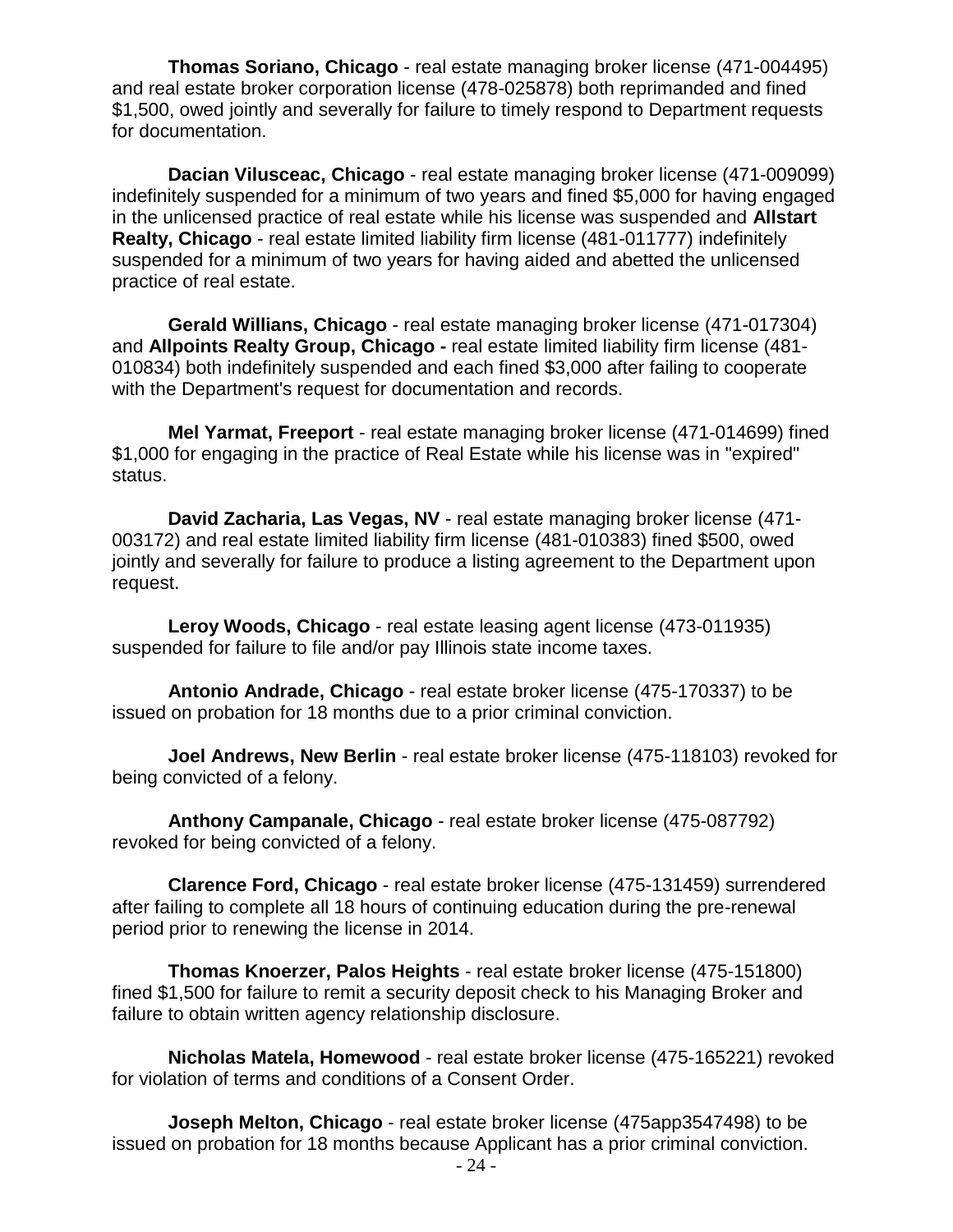**Thomas Soriano, Chicago** - real estate managing broker license (471-004495) and real estate broker corporation license (478-025878) both reprimanded and fined $1,500, owed jointly and severally for failure to timely respond to Department requests for documentation.

**Dacian Vilusceac, Chicago** - real estate managing broker license (471-009099) indefinitely suspended for a minimum of two years and fined $5,000 for having engaged in the unlicensed practice of real estate while his license was suspended and **Allstart Realty, Chicago** - real estate limited liability firm license (481-011777) indefinitely suspended for a minimum of two years for having aided and abetted the unlicensed practice of real estate.

**Gerald Willians, Chicago** - real estate managing broker license (471-017304) and **Allpoints Realty Group, Chicago -** real estate limited liability firm license (481-010834) both indefinitely suspended and each fined $3,000 after failing to cooperate with the Department's request for documentation and records.

**Mel Yarmat, Freeport** - real estate managing broker license (471-014699) fined $1,000 for engaging in the practice of Real Estate while his license was in "expired" status.

**David Zacharia, Las Vegas, NV** - real estate managing broker license (471-003172) and real estate limited liability firm license (481-010383) fined $500, owed jointly and severally for failure to produce a listing agreement to the Department upon request.

**Leroy Woods, Chicago** - real estate leasing agent license (473-011935) suspended for failure to file and/or pay Illinois state income taxes.

**Antonio Andrade, Chicago** - real estate broker license (475-170337) to be issued on probation for 18 months due to a prior criminal conviction.

**Joel Andrews, New Berlin** - real estate broker license (475-118103) revoked for being convicted of a felony.

**Anthony Campanale, Chicago** - real estate broker license (475-087792) revoked for being convicted of a felony.

**Clarence Ford, Chicago** - real estate broker license (475-131459) surrendered after failing to complete all 18 hours of continuing education during the pre-renewal period prior to renewing the license in 2014.

**Thomas Knoerzer, Palos Heights** - real estate broker license (475-151800) fined $1,500 for failure to remit a security deposit check to his Managing Broker and failure to obtain written agency relationship disclosure.

**Nicholas Matela, Homewood** - real estate broker license (475-165221) revoked for violation of terms and conditions of a Consent Order.

**Joseph Melton, Chicago** - real estate broker license (475app3547498) to be issued on probation for 18 months because Applicant has a prior criminal conviction.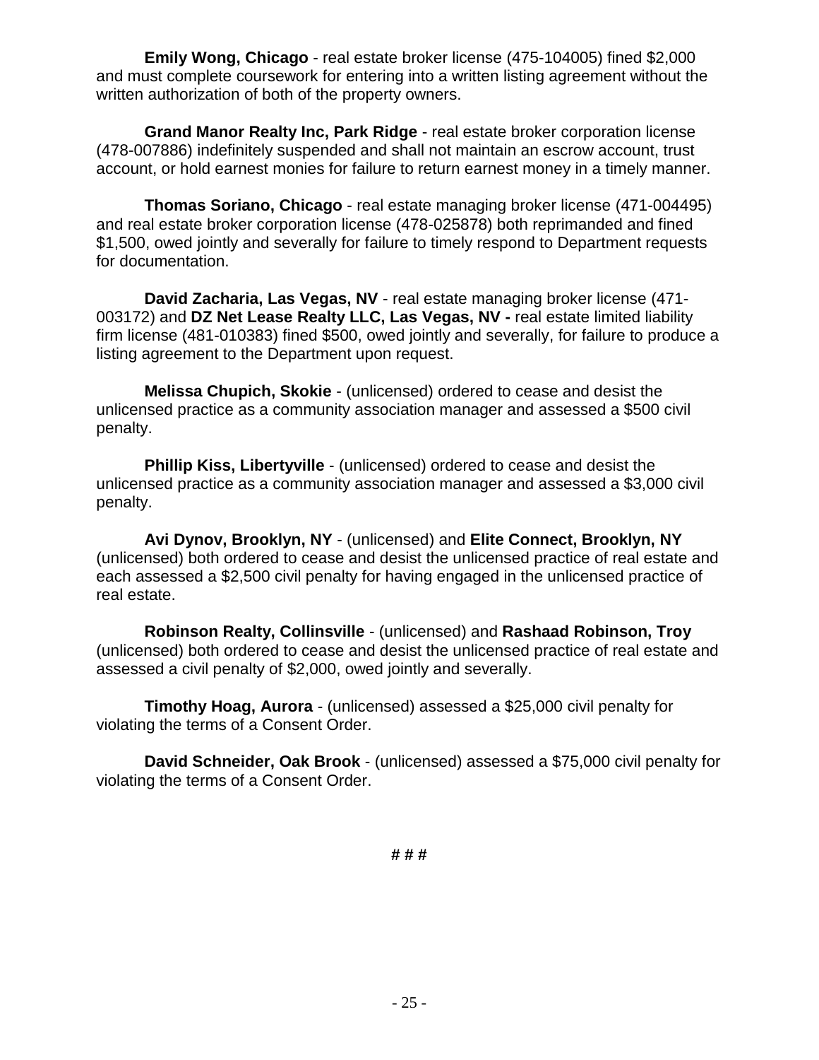**Emily Wong, Chicago** - real estate broker license (475-104005) fined $2,000 and must complete coursework for entering into a written listing agreement without the written authorization of both of the property owners.

**Grand Manor Realty Inc, Park Ridge** - real estate broker corporation license (478-007886) indefinitely suspended and shall not maintain an escrow account, trust account, or hold earnest monies for failure to return earnest money in a timely manner.

**Thomas Soriano, Chicago** - real estate managing broker license (471-004495) and real estate broker corporation license (478-025878) both reprimanded and fined $1,500, owed jointly and severally for failure to timely respond to Department requests for documentation.

**David Zacharia, Las Vegas, NV** - real estate managing broker license (471-003172) and **DZ Net Lease Realty LLC, Las Vegas, NV -** real estate limited liability firm license (481-010383) fined $500, owed jointly and severally, for failure to produce a listing agreement to the Department upon request.

**Melissa Chupich, Skokie** - (unlicensed) ordered to cease and desist the unlicensed practice as a community association manager and assessed a $500 civil penalty.

**Phillip Kiss, Libertyville** - (unlicensed) ordered to cease and desist the unlicensed practice as a community association manager and assessed a $3,000 civil penalty.

**Avi Dynov, Brooklyn, NY** - (unlicensed) and **Elite Connect, Brooklyn, NY** (unlicensed) both ordered to cease and desist the unlicensed practice of real estate and each assessed a $2,500 civil penalty for having engaged in the unlicensed practice of real estate.

**Robinson Realty, Collinsville** - (unlicensed) and **Rashaad Robinson, Troy** (unlicensed) both ordered to cease and desist the unlicensed practice of real estate and assessed a civil penalty of $2,000, owed jointly and severally.

**Timothy Hoag, Aurora** - (unlicensed) assessed a $25,000 civil penalty for violating the terms of a Consent Order.

**David Schneider, Oak Brook** - (unlicensed) assessed a $75,000 civil penalty for violating the terms of a Consent Order.

# # #